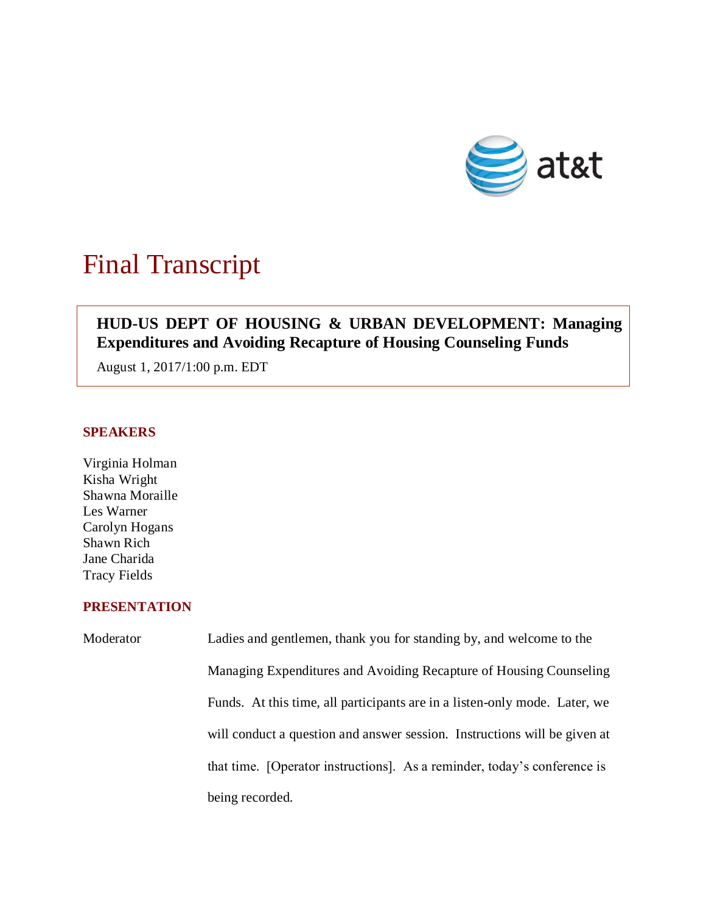# Final Transcript

**HUD-US DEPT OF HOUSING & URBAN DEVELOPMENT: Managing Expenditures and Avoiding Recapture of Housing Counseling Funds**

August 1, 2017/1:00 p.m. EDT

## SPEAKERS

Virginia Holman
Kisha Wright
Shawna Moraille
Les Warner
Carolyn Hogans
Shawn Rich
Jane Charida
Tracy Fields

## PRESENTATION

Moderator: Ladies and gentlemen, thank you for standing by, and welcome to the Managing Expenditures and Avoiding Recapture of Housing Counseling Funds. At this time, all participants are in a listen-only mode. Later, we will conduct a question and answer session. Instructions will be given at that time. [Operator instructions]. As a reminder, today's conference is being recorded.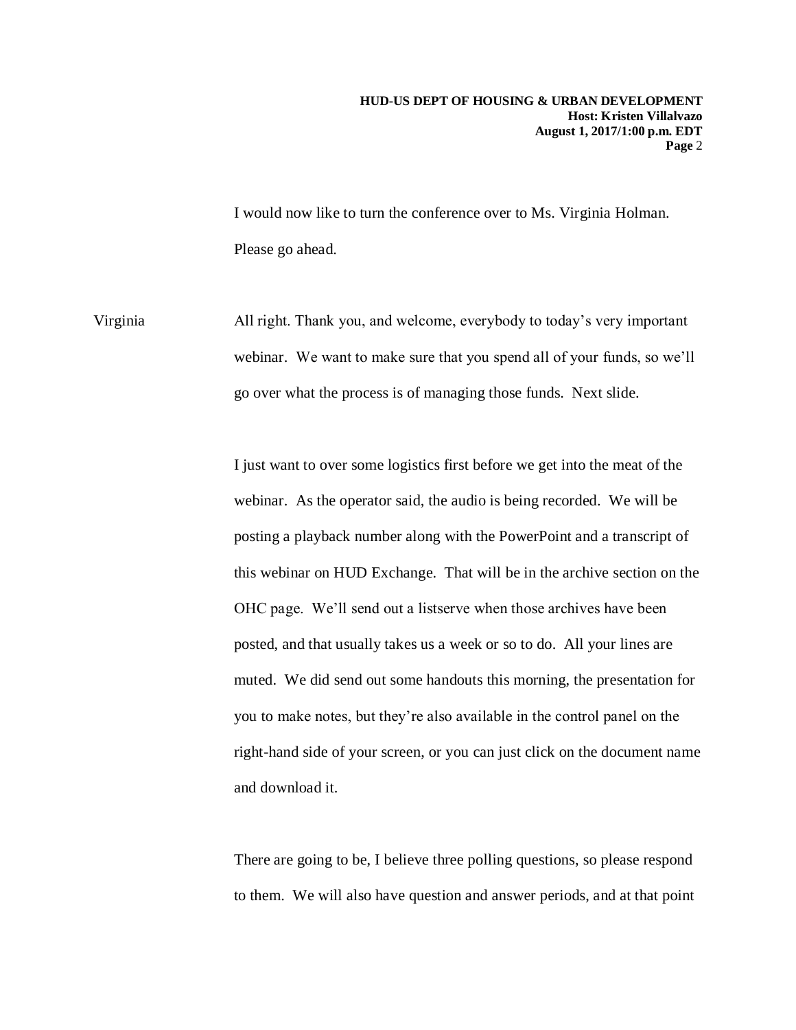I would now like to turn the conference over to Ms. Virginia Holman. Please go ahead.

Virginia All right. Thank you, and welcome, everybody to today's very important webinar. We want to make sure that you spend all of your funds, so we'll go over what the process is of managing those funds. Next slide.

I just want to over some logistics first before we get into the meat of the webinar. As the operator said, the audio is being recorded. We will be posting a playback number along with the PowerPoint and a transcript of this webinar on HUD Exchange. That will be in the archive section on the OHC page. We'll send out a listserve when those archives have been posted, and that usually takes us a week or so to do. All your lines are muted. We did send out some handouts this morning, the presentation for you to make notes, but they're also available in the control panel on the right-hand side of your screen, or you can just click on the document name and download it.

There are going to be, I believe three polling questions, so please respond to them. We will also have question and answer periods, and at that point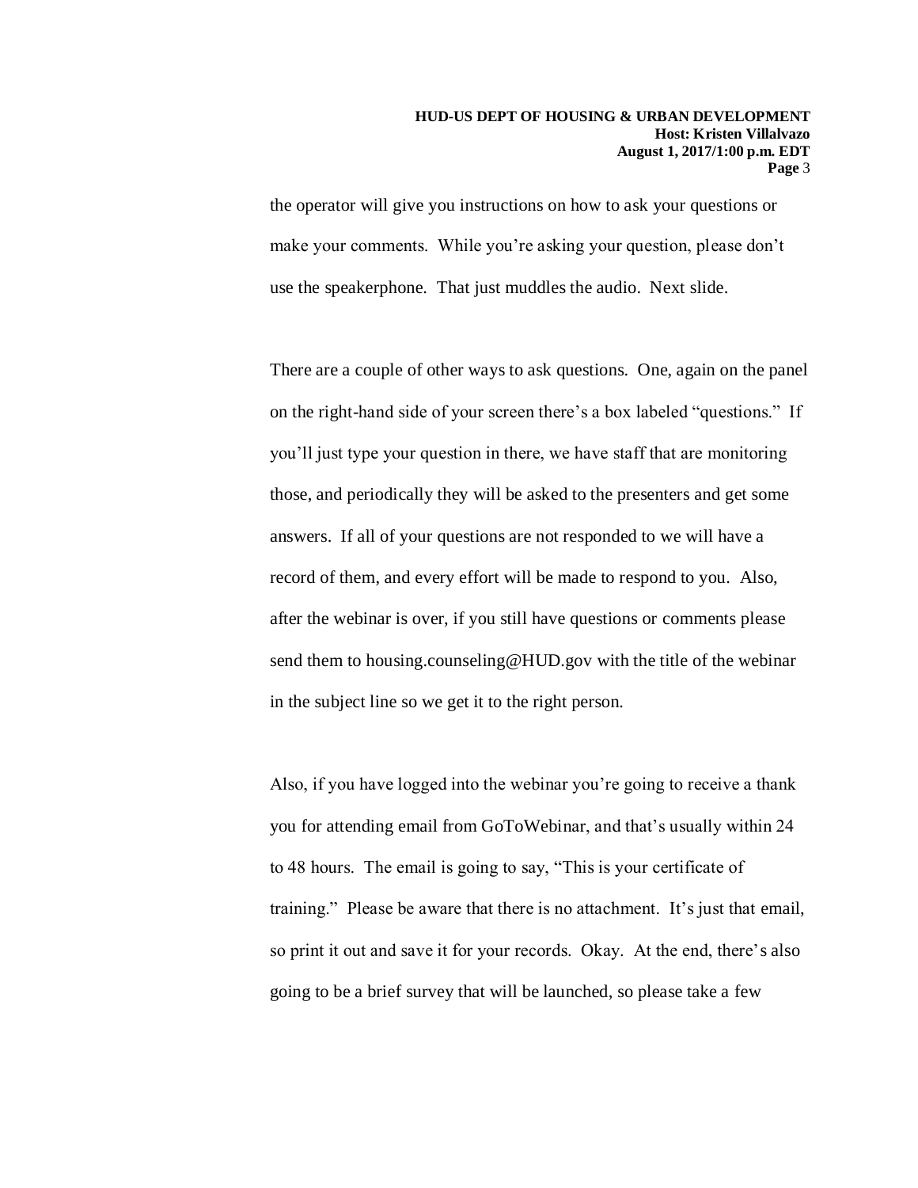the operator will give you instructions on how to ask your questions or make your comments. While you're asking your question, please don't use the speakerphone. That just muddles the audio. Next slide.

There are a couple of other ways to ask questions. One, again on the panel on the right-hand side of your screen there's a box labeled "questions." If you'll just type your question in there, we have staff that are monitoring those, and periodically they will be asked to the presenters and get some answers. If all of your questions are not responded to we will have a record of them, and every effort will be made to respond to you. Also, after the webinar is over, if you still have questions or comments please send them to housing.counseling@HUD.gov with the title of the webinar in the subject line so we get it to the right person.

Also, if you have logged into the webinar you're going to receive a thank you for attending email from GoToWebinar, and that's usually within 24 to 48 hours. The email is going to say, "This is your certificate of training." Please be aware that there is no attachment. It's just that email, so print it out and save it for your records. Okay. At the end, there's also going to be a brief survey that will be launched, so please take a few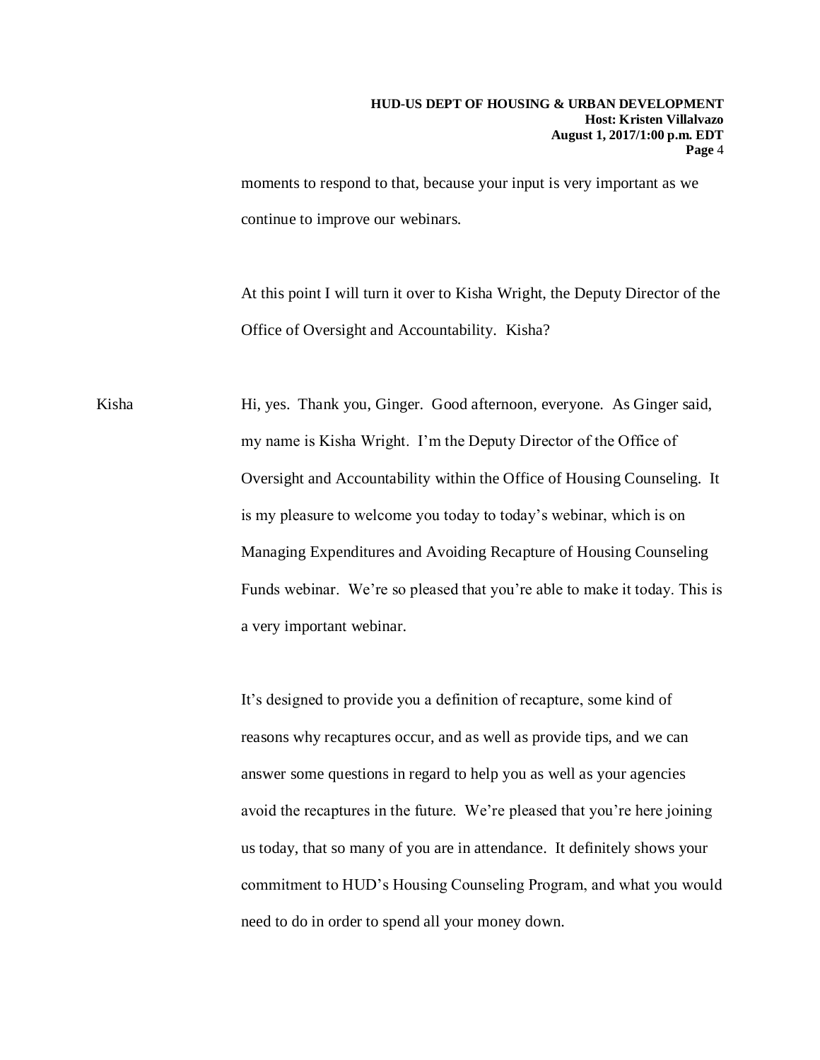moments to respond to that, because your input is very important as we continue to improve our webinars.

At this point I will turn it over to Kisha Wright, the Deputy Director of the Office of Oversight and Accountability. Kisha?

Kisha Hi, yes. Thank you, Ginger. Good afternoon, everyone. As Ginger said, my name is Kisha Wright. I'm the Deputy Director of the Office of Oversight and Accountability within the Office of Housing Counseling. It is my pleasure to welcome you today to today's webinar, which is on Managing Expenditures and Avoiding Recapture of Housing Counseling Funds webinar. We're so pleased that you're able to make it today. This is a very important webinar.

It's designed to provide you a definition of recapture, some kind of reasons why recaptures occur, and as well as provide tips, and we can answer some questions in regard to help you as well as your agencies avoid the recaptures in the future. We're pleased that you're here joining us today, that so many of you are in attendance. It definitely shows your commitment to HUD's Housing Counseling Program, and what you would need to do in order to spend all your money down.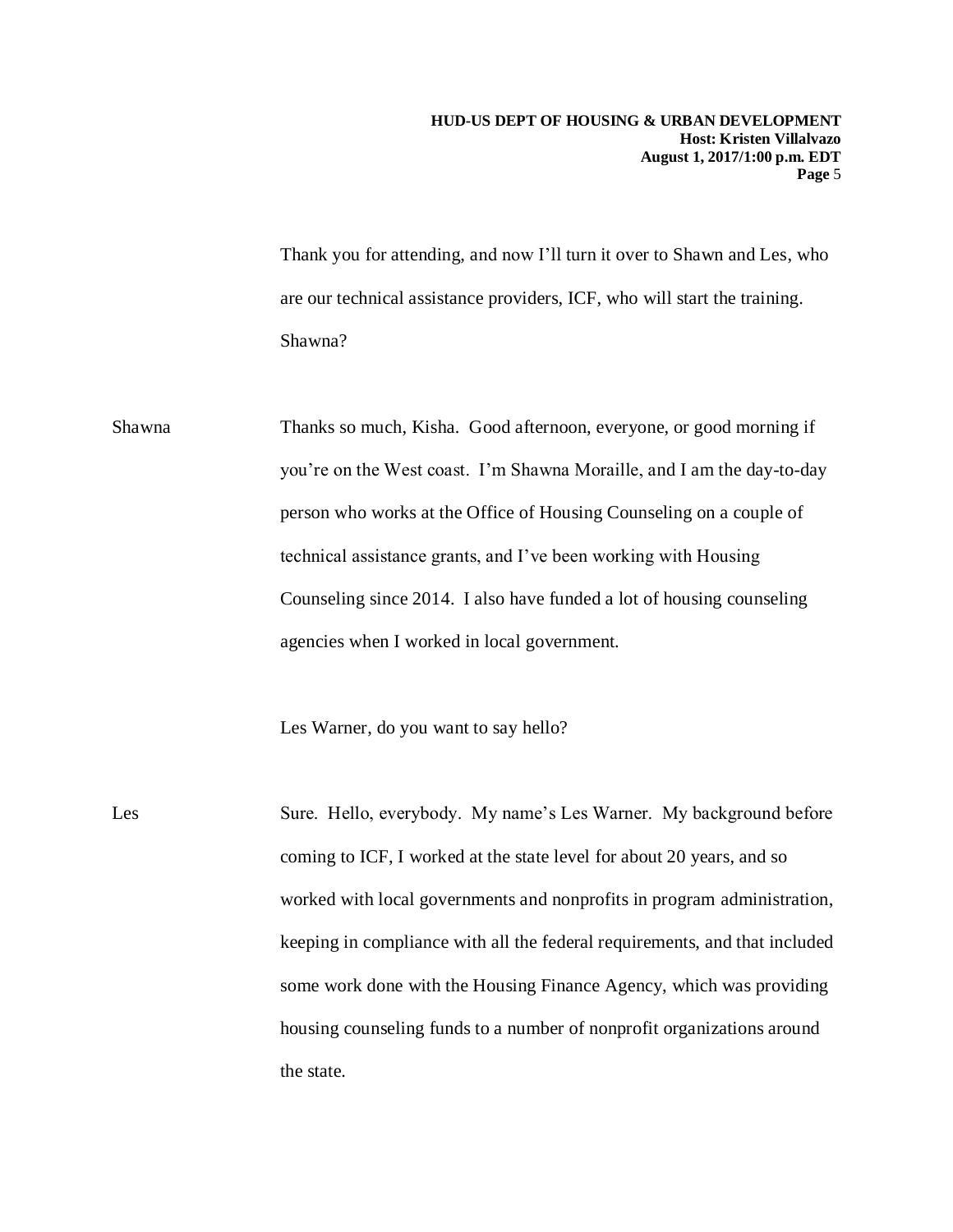Thank you for attending, and now I'll turn it over to Shawn and Les, who are our technical assistance providers, ICF, who will start the training. Shawna?

Shawna Thanks so much, Kisha. Good afternoon, everyone, or good morning if you're on the West coast. I'm Shawna Moraille, and I am the day-to-day person who works at the Office of Housing Counseling on a couple of technical assistance grants, and I've been working with Housing Counseling since 2014. I also have funded a lot of housing counseling agencies when I worked in local government.

Les Warner, do you want to say hello?

Les Sure. Hello, everybody. My name's Les Warner. My background before coming to ICF, I worked at the state level for about 20 years, and so worked with local governments and nonprofits in program administration, keeping in compliance with all the federal requirements, and that included some work done with the Housing Finance Agency, which was providing housing counseling funds to a number of nonprofit organizations around the state.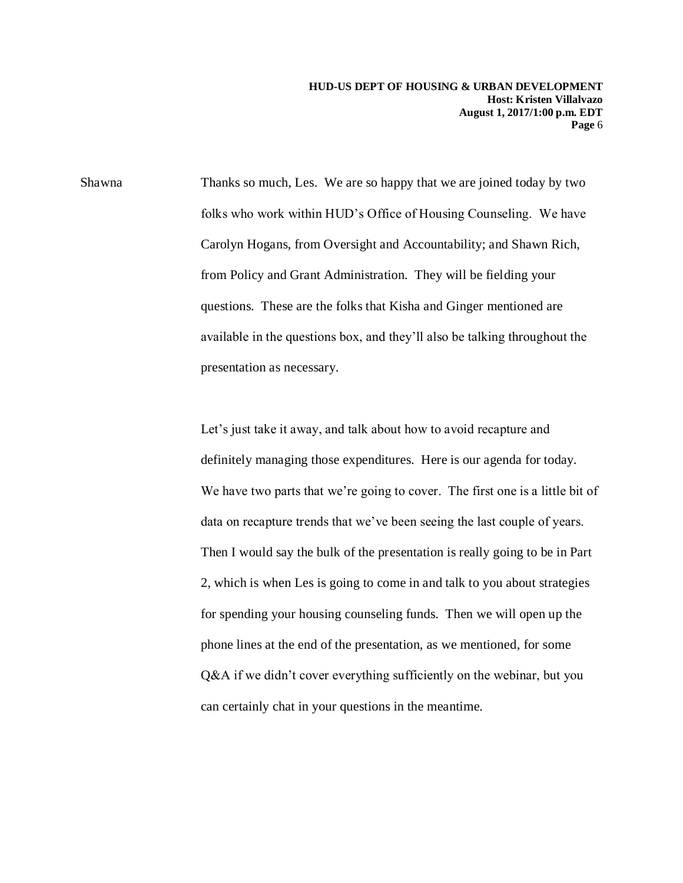Shawna Thanks so much, Les. We are so happy that we are joined today by two folks who work within HUD's Office of Housing Counseling. We have Carolyn Hogans, from Oversight and Accountability; and Shawn Rich, from Policy and Grant Administration. They will be fielding your questions. These are the folks that Kisha and Ginger mentioned are available in the questions box, and they'll also be talking throughout the presentation as necessary.

Let's just take it away, and talk about how to avoid recapture and definitely managing those expenditures. Here is our agenda for today. We have two parts that we're going to cover. The first one is a little bit of data on recapture trends that we've been seeing the last couple of years. Then I would say the bulk of the presentation is really going to be in Part 2, which is when Les is going to come in and talk to you about strategies for spending your housing counseling funds. Then we will open up the phone lines at the end of the presentation, as we mentioned, for some Q&A if we didn't cover everything sufficiently on the webinar, but you can certainly chat in your questions in the meantime.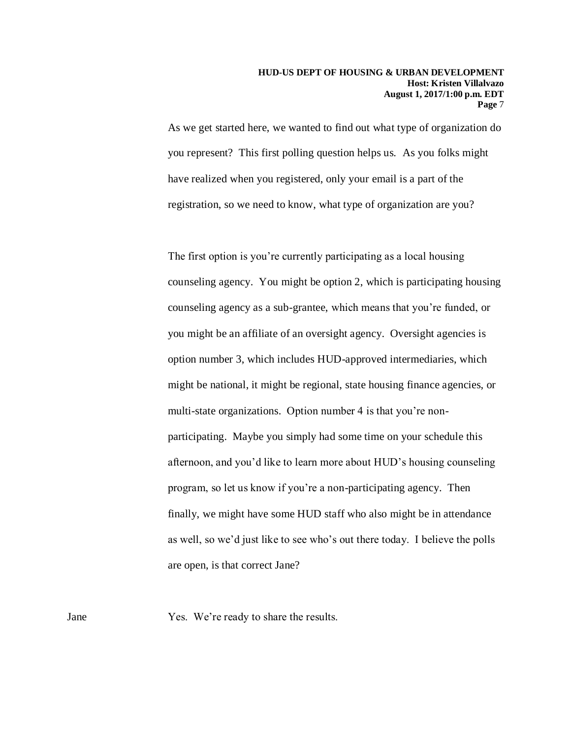As we get started here, we wanted to find out what type of organization do you represent? This first polling question helps us. As you folks might have realized when you registered, only your email is a part of the registration, so we need to know, what type of organization are you?

The first option is you're currently participating as a local housing counseling agency. You might be option 2, which is participating housing counseling agency as a sub-grantee, which means that you're funded, or you might be an affiliate of an oversight agency. Oversight agencies is option number 3, which includes HUD-approved intermediaries, which might be national, it might be regional, state housing finance agencies, or multi-state organizations. Option number 4 is that you're non-participating. Maybe you simply had some time on your schedule this afternoon, and you'd like to learn more about HUD's housing counseling program, so let us know if you're a non-participating agency. Then finally, we might have some HUD staff who also might be in attendance as well, so we'd just like to see who's out there today. I believe the polls are open, is that correct Jane?

Jane Yes. We're ready to share the results.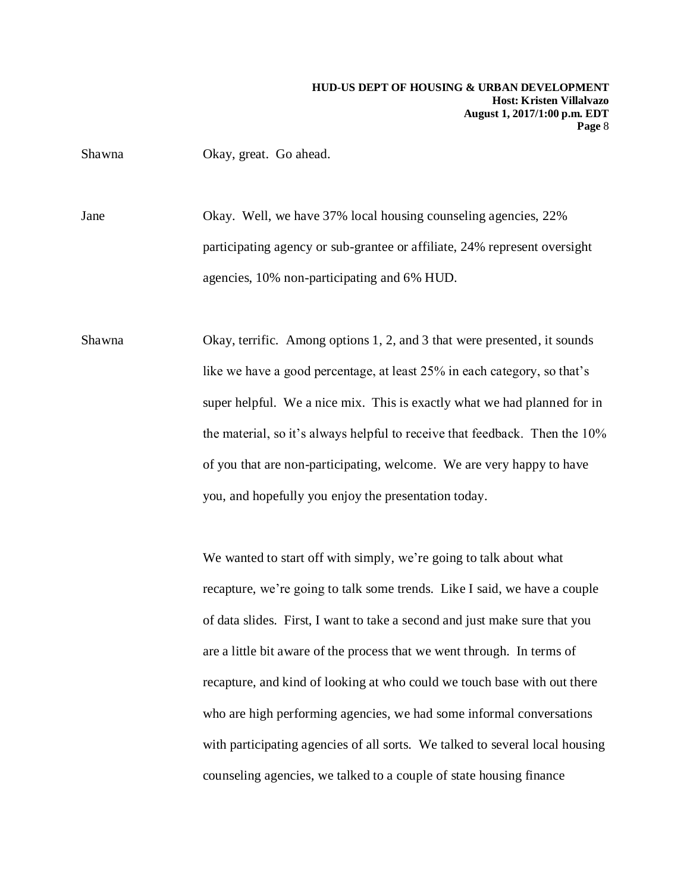Shawna Okay, great. Go ahead.

Jane Okay. Well, we have 37% local housing counseling agencies, 22% participating agency or sub-grantee or affiliate, 24% represent oversight agencies, 10% non-participating and 6% HUD.

Shawna Okay, terrific. Among options 1, 2, and 3 that were presented, it sounds like we have a good percentage, at least 25% in each category, so that's super helpful. We a nice mix. This is exactly what we had planned for in the material, so it's always helpful to receive that feedback. Then the 10% of you that are non-participating, welcome. We are very happy to have you, and hopefully you enjoy the presentation today.

We wanted to start off with simply, we're going to talk about what recapture, we're going to talk some trends. Like I said, we have a couple of data slides. First, I want to take a second and just make sure that you are a little bit aware of the process that we went through. In terms of recapture, and kind of looking at who could we touch base with out there who are high performing agencies, we had some informal conversations with participating agencies of all sorts. We talked to several local housing counseling agencies, we talked to a couple of state housing finance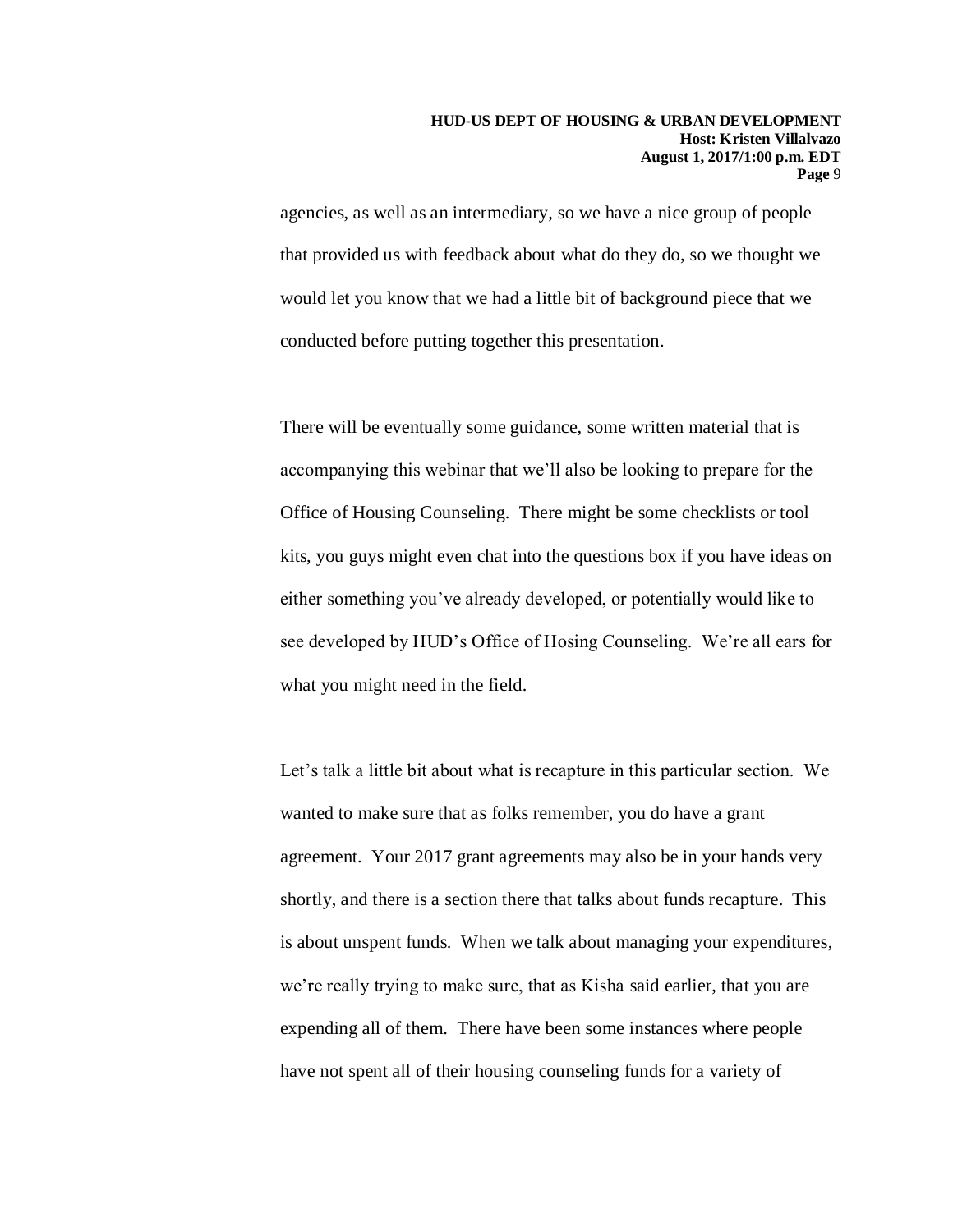agencies, as well as an intermediary, so we have a nice group of people that provided us with feedback about what do they do, so we thought we would let you know that we had a little bit of background piece that we conducted before putting together this presentation.

There will be eventually some guidance, some written material that is accompanying this webinar that we'll also be looking to prepare for the Office of Housing Counseling. There might be some checklists or tool kits, you guys might even chat into the questions box if you have ideas on either something you've already developed, or potentially would like to see developed by HUD's Office of Hosing Counseling. We're all ears for what you might need in the field.

Let's talk a little bit about what is recapture in this particular section. We wanted to make sure that as folks remember, you do have a grant agreement. Your 2017 grant agreements may also be in your hands very shortly, and there is a section there that talks about funds recapture. This is about unspent funds. When we talk about managing your expenditures, we're really trying to make sure, that as Kisha said earlier, that you are expending all of them. There have been some instances where people have not spent all of their housing counseling funds for a variety of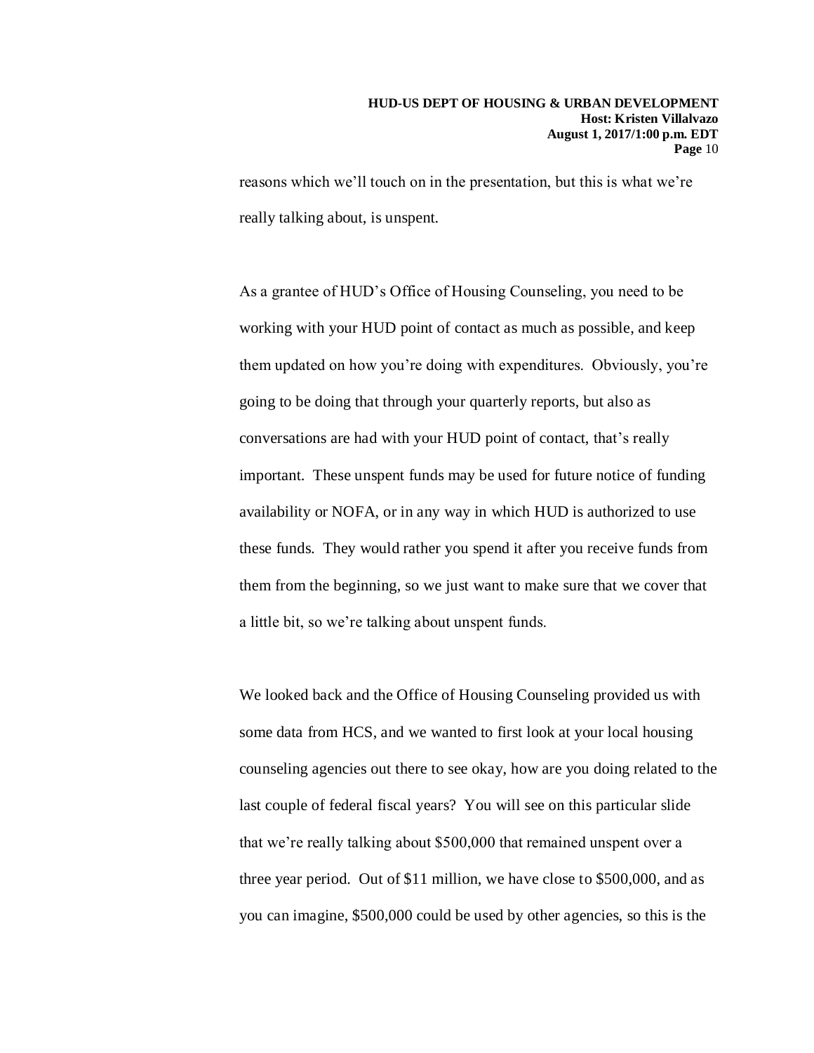reasons which we'll touch on in the presentation, but this is what we're really talking about, is unspent.

As a grantee of HUD's Office of Housing Counseling, you need to be working with your HUD point of contact as much as possible, and keep them updated on how you're doing with expenditures. Obviously, you're going to be doing that through your quarterly reports, but also as conversations are had with your HUD point of contact, that's really important. These unspent funds may be used for future notice of funding availability or NOFA, or in any way in which HUD is authorized to use these funds. They would rather you spend it after you receive funds from them from the beginning, so we just want to make sure that we cover that a little bit, so we're talking about unspent funds.

We looked back and the Office of Housing Counseling provided us with some data from HCS, and we wanted to first look at your local housing counseling agencies out there to see okay, how are you doing related to the last couple of federal fiscal years? You will see on this particular slide that we're really talking about $500,000 that remained unspent over a three year period. Out of $11 million, we have close to $500,000, and as you can imagine, $500,000 could be used by other agencies, so this is the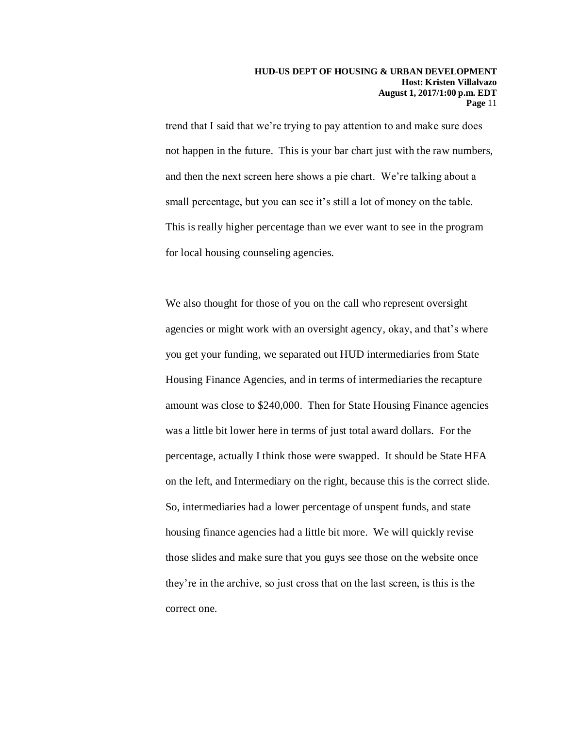trend that I said that we're trying to pay attention to and make sure does not happen in the future. This is your bar chart just with the raw numbers, and then the next screen here shows a pie chart. We're talking about a small percentage, but you can see it's still a lot of money on the table. This is really higher percentage than we ever want to see in the program for local housing counseling agencies.

We also thought for those of you on the call who represent oversight agencies or might work with an oversight agency, okay, and that's where you get your funding, we separated out HUD intermediaries from State Housing Finance Agencies, and in terms of intermediaries the recapture amount was close to $240,000. Then for State Housing Finance agencies was a little bit lower here in terms of just total award dollars. For the percentage, actually I think those were swapped. It should be State HFA on the left, and Intermediary on the right, because this is the correct slide. So, intermediaries had a lower percentage of unspent funds, and state housing finance agencies had a little bit more. We will quickly revise those slides and make sure that you guys see those on the website once they're in the archive, so just cross that on the last screen, is this is the correct one.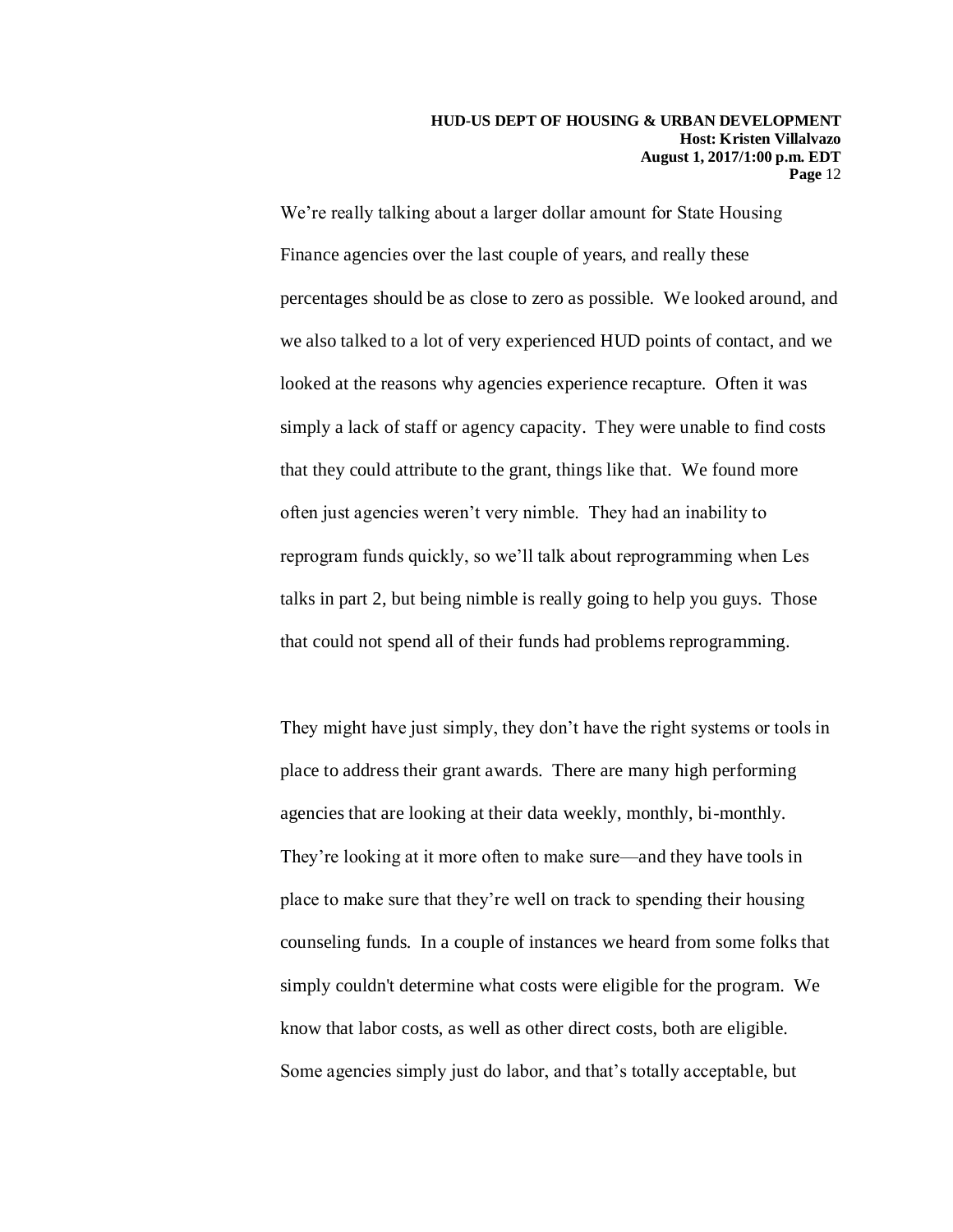We're really talking about a larger dollar amount for State Housing Finance agencies over the last couple of years, and really these percentages should be as close to zero as possible. We looked around, and we also talked to a lot of very experienced HUD points of contact, and we looked at the reasons why agencies experience recapture. Often it was simply a lack of staff or agency capacity. They were unable to find costs that they could attribute to the grant, things like that. We found more often just agencies weren't very nimble. They had an inability to reprogram funds quickly, so we'll talk about reprogramming when Les talks in part 2, but being nimble is really going to help you guys. Those that could not spend all of their funds had problems reprogramming.

They might have just simply, they don't have the right systems or tools in place to address their grant awards. There are many high performing agencies that are looking at their data weekly, monthly, bi-monthly. They're looking at it more often to make sure—and they have tools in place to make sure that they're well on track to spending their housing counseling funds. In a couple of instances we heard from some folks that simply couldn't determine what costs were eligible for the program. We know that labor costs, as well as other direct costs, both are eligible. Some agencies simply just do labor, and that's totally acceptable, but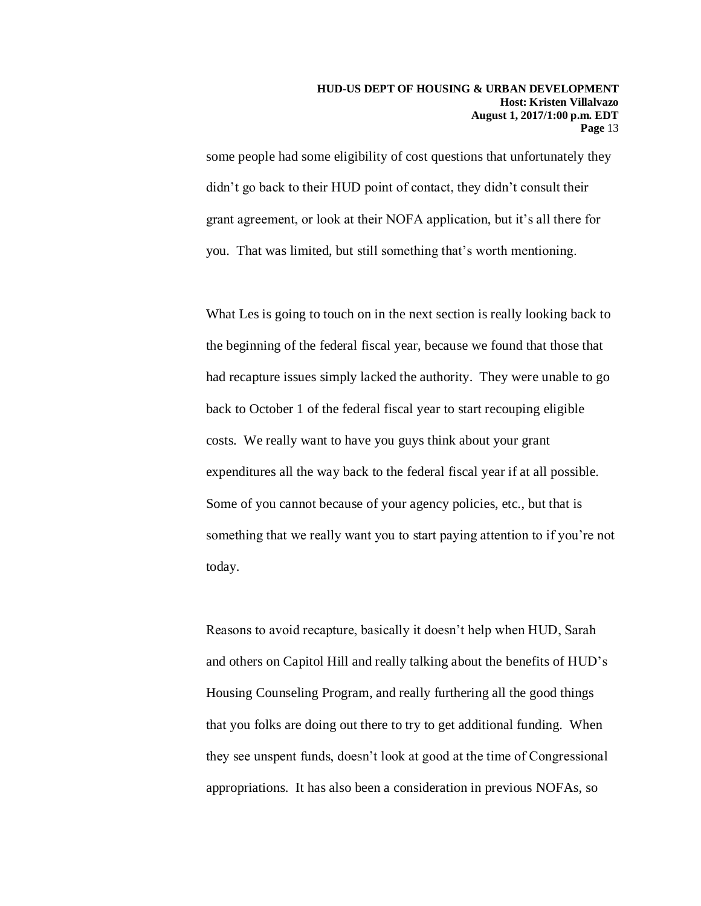some people had some eligibility of cost questions that unfortunately they didn't go back to their HUD point of contact, they didn't consult their grant agreement, or look at their NOFA application, but it's all there for you. That was limited, but still something that's worth mentioning.

What Les is going to touch on in the next section is really looking back to the beginning of the federal fiscal year, because we found that those that had recapture issues simply lacked the authority. They were unable to go back to October 1 of the federal fiscal year to start recouping eligible costs. We really want to have you guys think about your grant expenditures all the way back to the federal fiscal year if at all possible. Some of you cannot because of your agency policies, etc., but that is something that we really want you to start paying attention to if you're not today.

Reasons to avoid recapture, basically it doesn't help when HUD, Sarah and others on Capitol Hill and really talking about the benefits of HUD's Housing Counseling Program, and really furthering all the good things that you folks are doing out there to try to get additional funding. When they see unspent funds, doesn't look at good at the time of Congressional appropriations. It has also been a consideration in previous NOFAs, so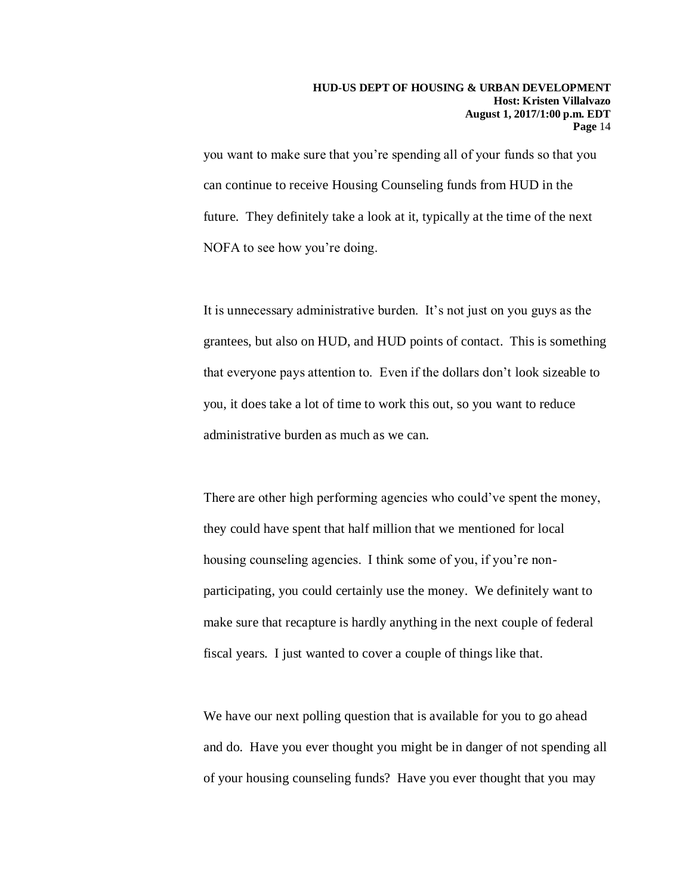you want to make sure that you're spending all of your funds so that you can continue to receive Housing Counseling funds from HUD in the future. They definitely take a look at it, typically at the time of the next NOFA to see how you're doing.

It is unnecessary administrative burden. It's not just on you guys as the grantees, but also on HUD, and HUD points of contact. This is something that everyone pays attention to. Even if the dollars don't look sizeable to you, it does take a lot of time to work this out, so you want to reduce administrative burden as much as we can.

There are other high performing agencies who could've spent the money, they could have spent that half million that we mentioned for local housing counseling agencies. I think some of you, if you're non-participating, you could certainly use the money. We definitely want to make sure that recapture is hardly anything in the next couple of federal fiscal years. I just wanted to cover a couple of things like that.

We have our next polling question that is available for you to go ahead and do. Have you ever thought you might be in danger of not spending all of your housing counseling funds? Have you ever thought that you may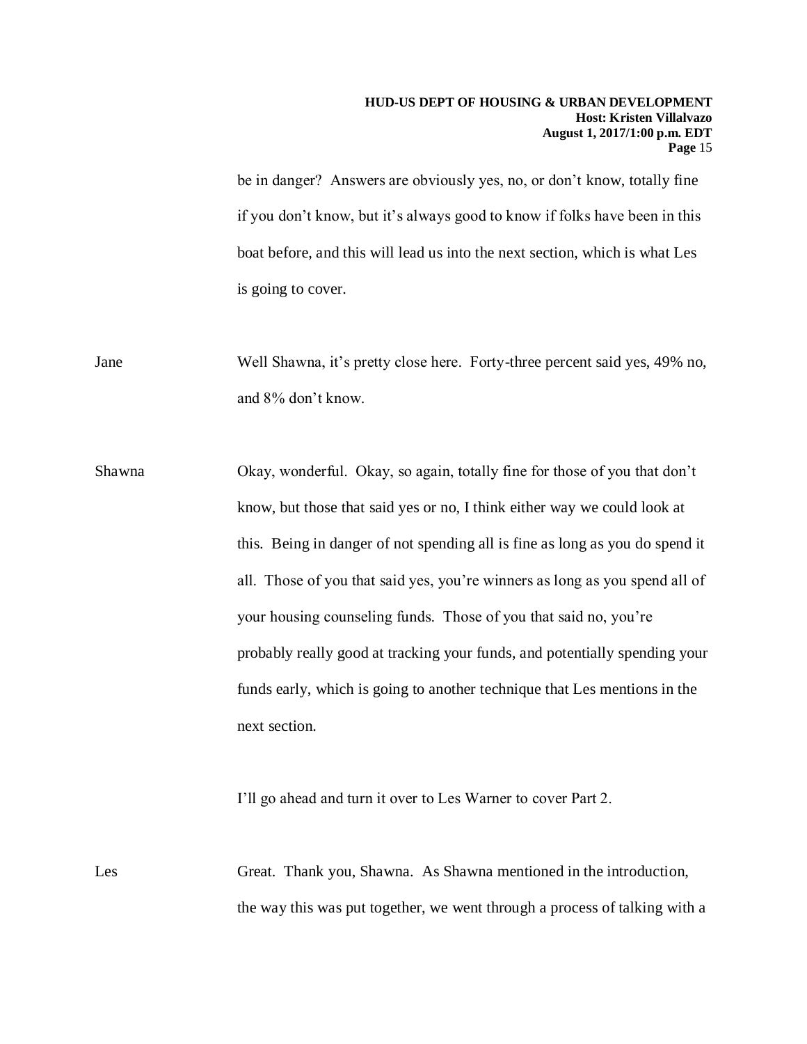be in danger? Answers are obviously yes, no, or don't know, totally fine if you don't know, but it's always good to know if folks have been in this boat before, and this will lead us into the next section, which is what Les is going to cover.

Jane: Well Shawna, it's pretty close here. Forty-three percent said yes, 49% no, and 8% don't know.

Shawna: Okay, wonderful. Okay, so again, totally fine for those of you that don't know, but those that said yes or no, I think either way we could look at this. Being in danger of not spending all is fine as long as you do spend it all. Those of you that said yes, you're winners as long as you spend all of your housing counseling funds. Those of you that said no, you're probably really good at tracking your funds, and potentially spending your funds early, which is going to another technique that Les mentions in the next section.

I'll go ahead and turn it over to Les Warner to cover Part 2.

Les: Great. Thank you, Shawna. As Shawna mentioned in the introduction, the way this was put together, we went through a process of talking with a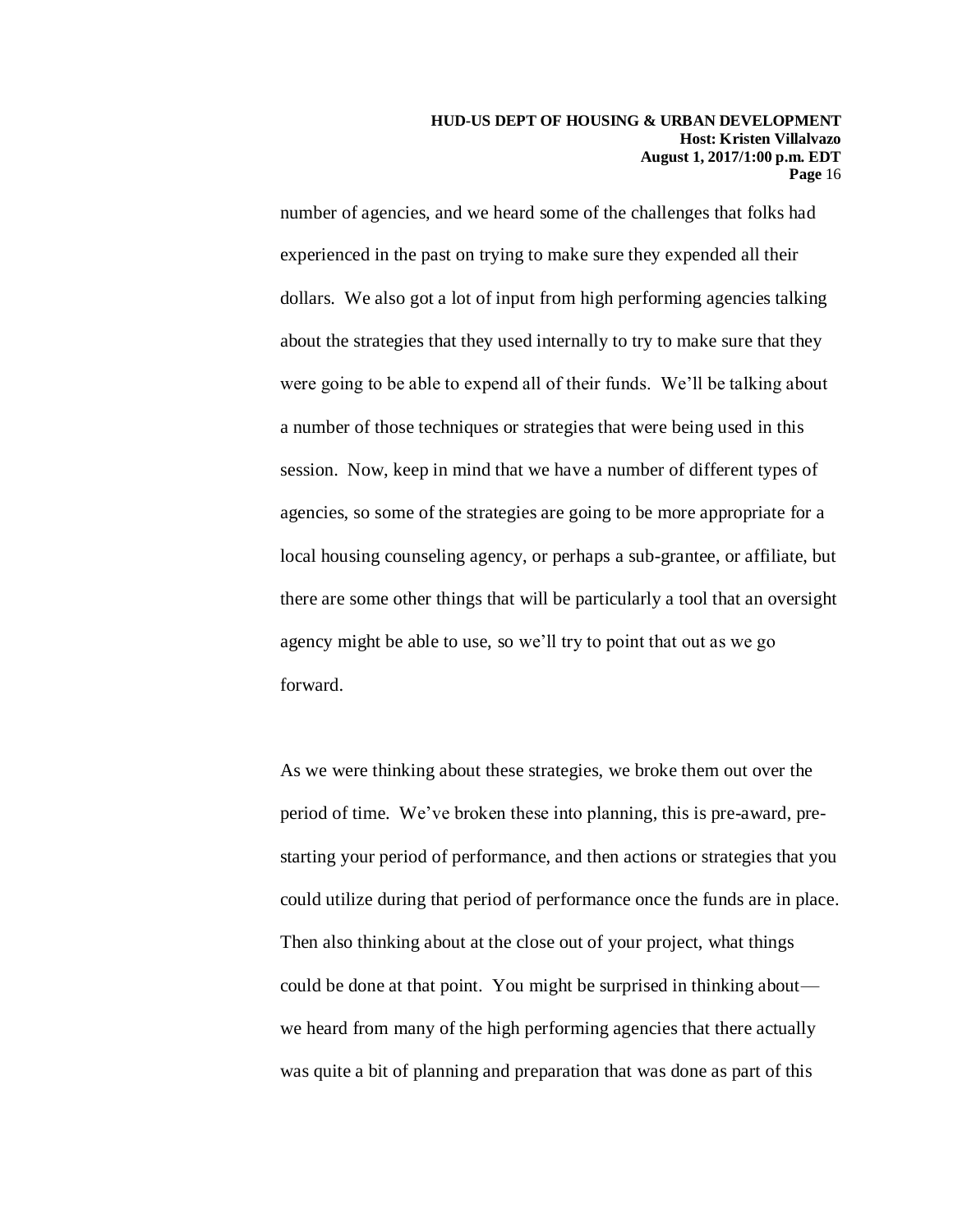number of agencies, and we heard some of the challenges that folks had experienced in the past on trying to make sure they expended all their dollars. We also got a lot of input from high performing agencies talking about the strategies that they used internally to try to make sure that they were going to be able to expend all of their funds. We'll be talking about a number of those techniques or strategies that were being used in this session. Now, keep in mind that we have a number of different types of agencies, so some of the strategies are going to be more appropriate for a local housing counseling agency, or perhaps a sub-grantee, or affiliate, but there are some other things that will be particularly a tool that an oversight agency might be able to use, so we'll try to point that out as we go forward.

As we were thinking about these strategies, we broke them out over the period of time. We've broken these into planning, this is pre-award, pre-starting your period of performance, and then actions or strategies that you could utilize during that period of performance once the funds are in place. Then also thinking about at the close out of your project, what things could be done at that point. You might be surprised in thinking about—we heard from many of the high performing agencies that there actually was quite a bit of planning and preparation that was done as part of this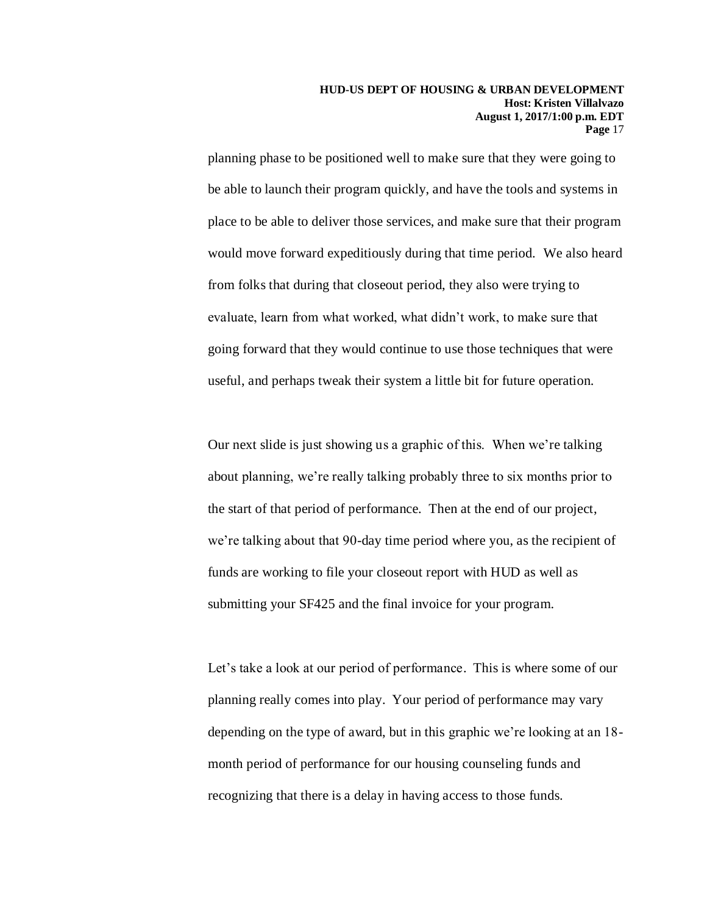planning phase to be positioned well to make sure that they were going to be able to launch their program quickly, and have the tools and systems in place to be able to deliver those services, and make sure that their program would move forward expeditiously during that time period. We also heard from folks that during that closeout period, they also were trying to evaluate, learn from what worked, what didn't work, to make sure that going forward that they would continue to use those techniques that were useful, and perhaps tweak their system a little bit for future operation.

Our next slide is just showing us a graphic of this. When we're talking about planning, we're really talking probably three to six months prior to the start of that period of performance. Then at the end of our project, we're talking about that 90-day time period where you, as the recipient of funds are working to file your closeout report with HUD as well as submitting your SF425 and the final invoice for your program.

Let's take a look at our period of performance. This is where some of our planning really comes into play. Your period of performance may vary depending on the type of award, but in this graphic we're looking at an 18-month period of performance for our housing counseling funds and recognizing that there is a delay in having access to those funds.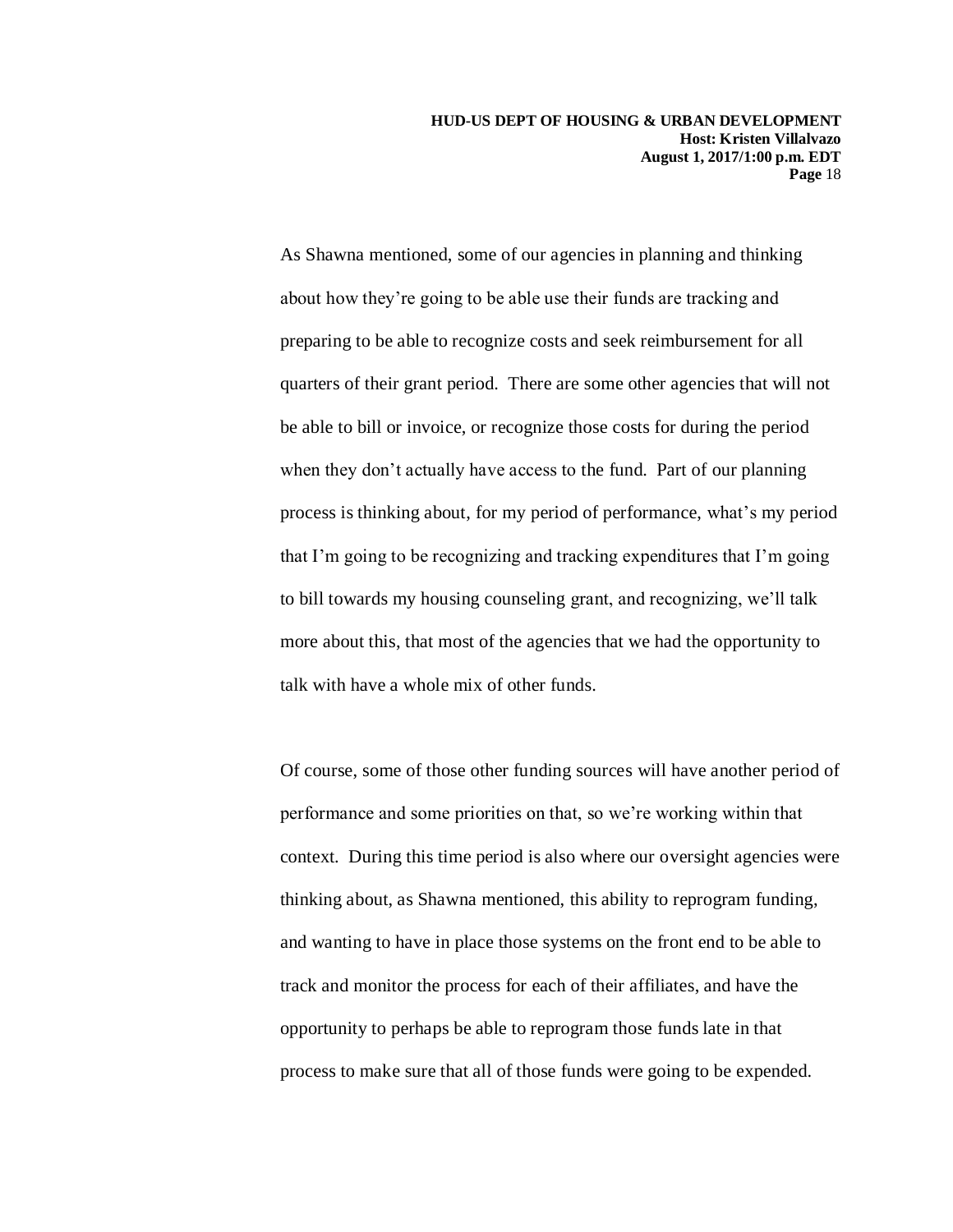As Shawna mentioned, some of our agencies in planning and thinking about how they're going to be able use their funds are tracking and preparing to be able to recognize costs and seek reimbursement for all quarters of their grant period. There are some other agencies that will not be able to bill or invoice, or recognize those costs for during the period when they don't actually have access to the fund. Part of our planning process is thinking about, for my period of performance, what's my period that I'm going to be recognizing and tracking expenditures that I'm going to bill towards my housing counseling grant, and recognizing, we'll talk more about this, that most of the agencies that we had the opportunity to talk with have a whole mix of other funds.

Of course, some of those other funding sources will have another period of performance and some priorities on that, so we're working within that context. During this time period is also where our oversight agencies were thinking about, as Shawna mentioned, this ability to reprogram funding, and wanting to have in place those systems on the front end to be able to track and monitor the process for each of their affiliates, and have the opportunity to perhaps be able to reprogram those funds late in that process to make sure that all of those funds were going to be expended.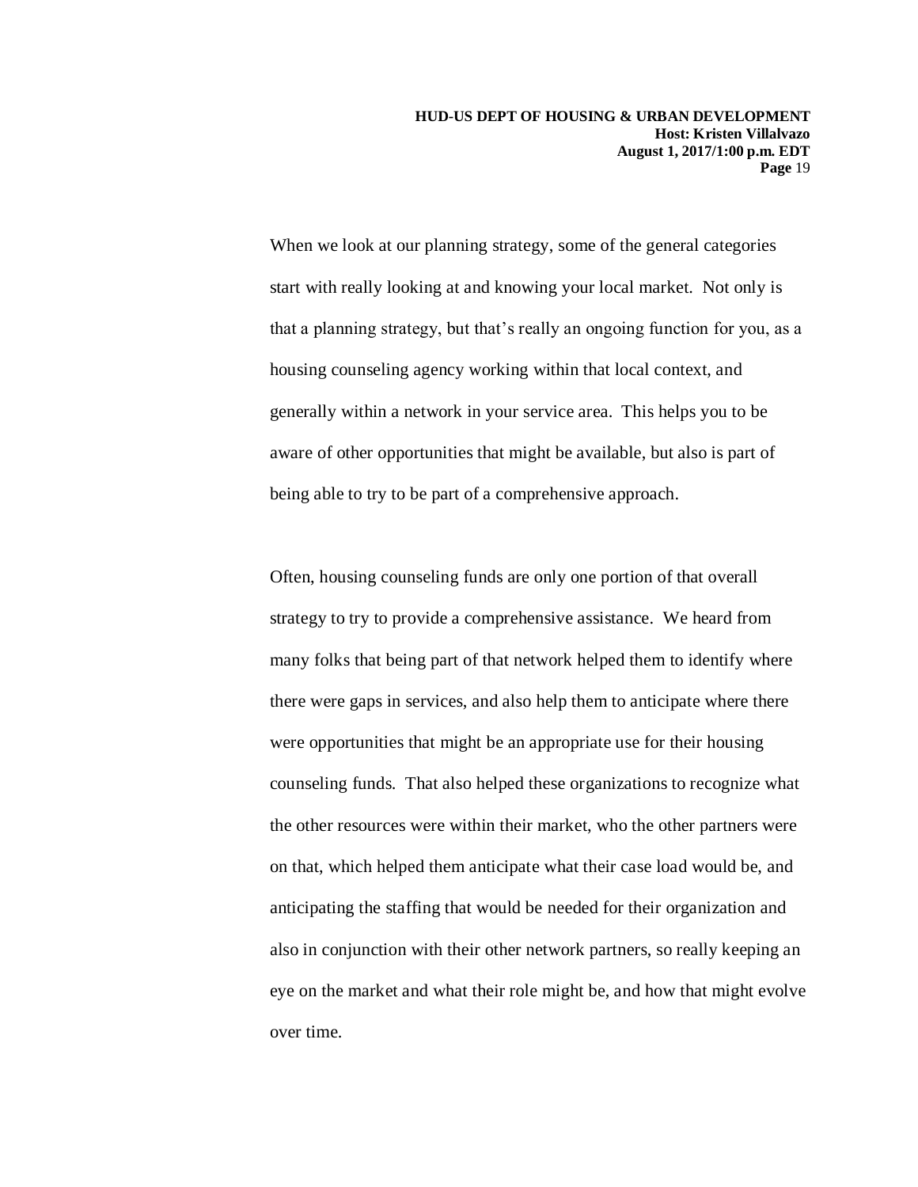When we look at our planning strategy, some of the general categories start with really looking at and knowing your local market. Not only is that a planning strategy, but that's really an ongoing function for you, as a housing counseling agency working within that local context, and generally within a network in your service area. This helps you to be aware of other opportunities that might be available, but also is part of being able to try to be part of a comprehensive approach.

Often, housing counseling funds are only one portion of that overall strategy to try to provide a comprehensive assistance. We heard from many folks that being part of that network helped them to identify where there were gaps in services, and also help them to anticipate where there were opportunities that might be an appropriate use for their housing counseling funds. That also helped these organizations to recognize what the other resources were within their market, who the other partners were on that, which helped them anticipate what their case load would be, and anticipating the staffing that would be needed for their organization and also in conjunction with their other network partners, so really keeping an eye on the market and what their role might be, and how that might evolve over time.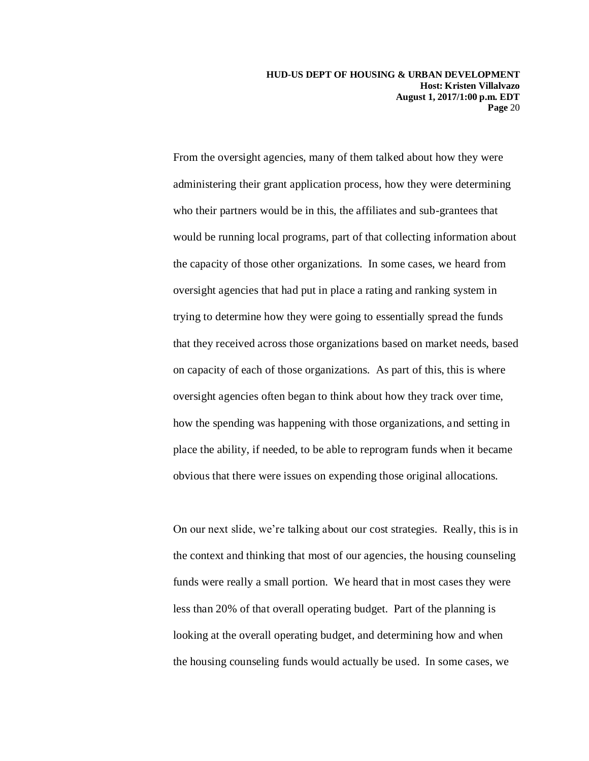From the oversight agencies, many of them talked about how they were administering their grant application process, how they were determining who their partners would be in this, the affiliates and sub-grantees that would be running local programs, part of that collecting information about the capacity of those other organizations. In some cases, we heard from oversight agencies that had put in place a rating and ranking system in trying to determine how they were going to essentially spread the funds that they received across those organizations based on market needs, based on capacity of each of those organizations. As part of this, this is where oversight agencies often began to think about how they track over time, how the spending was happening with those organizations, and setting in place the ability, if needed, to be able to reprogram funds when it became obvious that there were issues on expending those original allocations.

On our next slide, we're talking about our cost strategies. Really, this is in the context and thinking that most of our agencies, the housing counseling funds were really a small portion. We heard that in most cases they were less than 20% of that overall operating budget. Part of the planning is looking at the overall operating budget, and determining how and when the housing counseling funds would actually be used. In some cases, we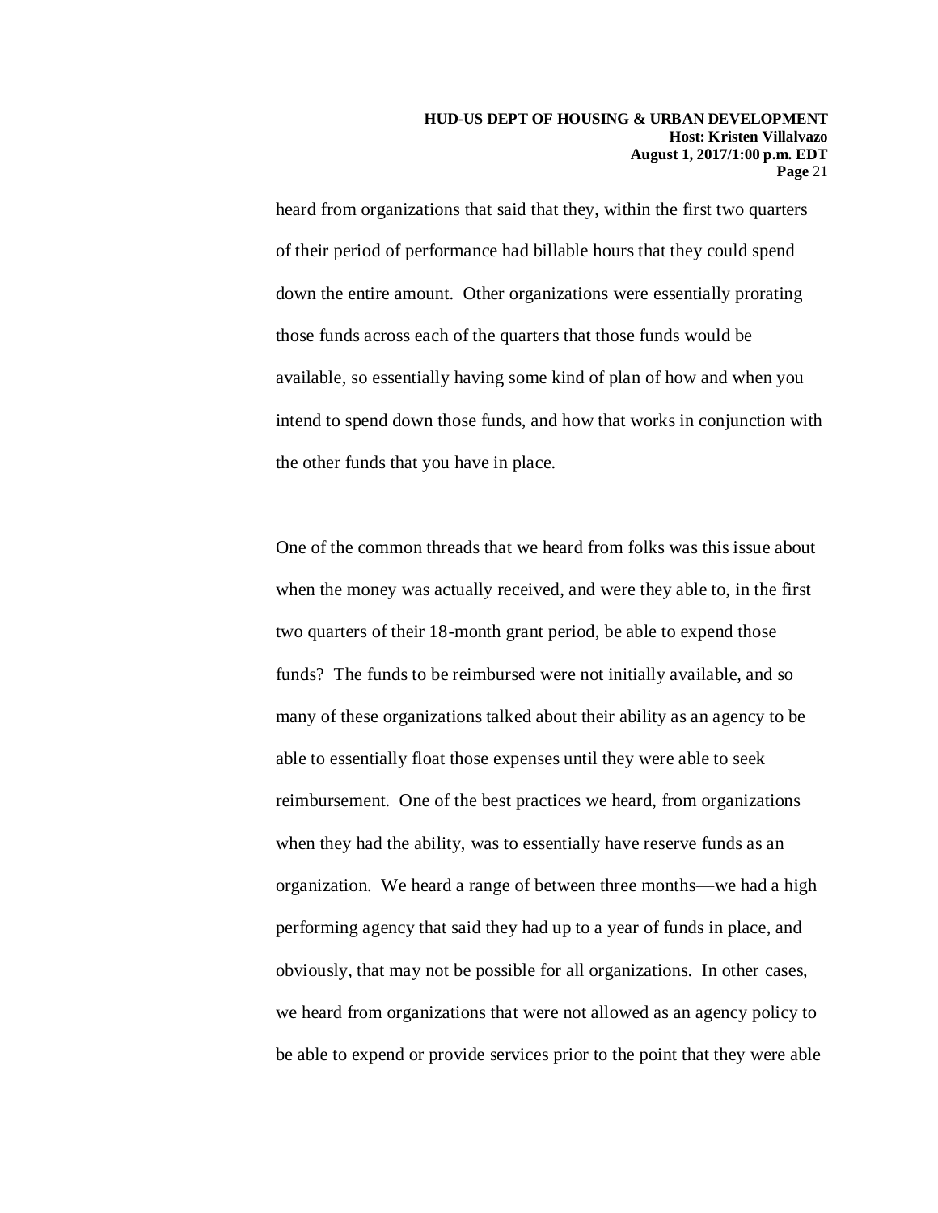heard from organizations that said that they, within the first two quarters of their period of performance had billable hours that they could spend down the entire amount. Other organizations were essentially prorating those funds across each of the quarters that those funds would be available, so essentially having some kind of plan of how and when you intend to spend down those funds, and how that works in conjunction with the other funds that you have in place.

One of the common threads that we heard from folks was this issue about when the money was actually received, and were they able to, in the first two quarters of their 18-month grant period, be able to expend those funds? The funds to be reimbursed were not initially available, and so many of these organizations talked about their ability as an agency to be able to essentially float those expenses until they were able to seek reimbursement. One of the best practices we heard, from organizations when they had the ability, was to essentially have reserve funds as an organization. We heard a range of between three months—we had a high performing agency that said they had up to a year of funds in place, and obviously, that may not be possible for all organizations. In other cases, we heard from organizations that were not allowed as an agency policy to be able to expend or provide services prior to the point that they were able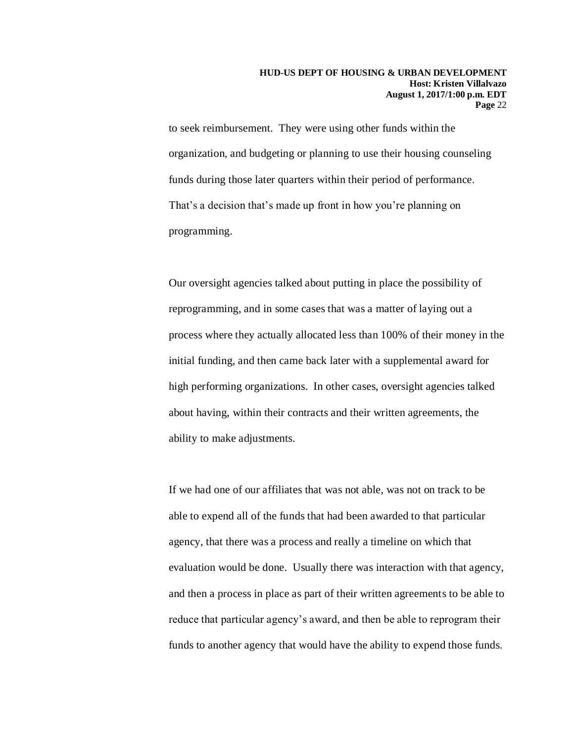to seek reimbursement. They were using other funds within the organization, and budgeting or planning to use their housing counseling funds during those later quarters within their period of performance. That's a decision that's made up front in how you're planning on programming.

Our oversight agencies talked about putting in place the possibility of reprogramming, and in some cases that was a matter of laying out a process where they actually allocated less than 100% of their money in the initial funding, and then came back later with a supplemental award for high performing organizations. In other cases, oversight agencies talked about having, within their contracts and their written agreements, the ability to make adjustments.

If we had one of our affiliates that was not able, was not on track to be able to expend all of the funds that had been awarded to that particular agency, that there was a process and really a timeline on which that evaluation would be done. Usually there was interaction with that agency, and then a process in place as part of their written agreements to be able to reduce that particular agency's award, and then be able to reprogram their funds to another agency that would have the ability to expend those funds.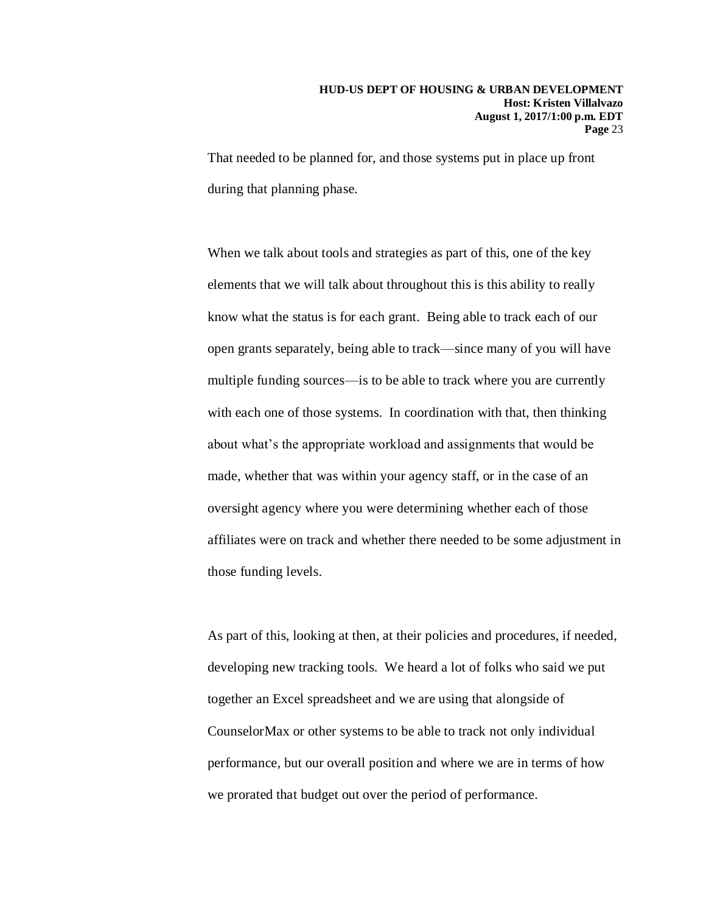That needed to be planned for, and those systems put in place up front during that planning phase.

When we talk about tools and strategies as part of this, one of the key elements that we will talk about throughout this is this ability to really know what the status is for each grant. Being able to track each of our open grants separately, being able to track—since many of you will have multiple funding sources—is to be able to track where you are currently with each one of those systems. In coordination with that, then thinking about what's the appropriate workload and assignments that would be made, whether that was within your agency staff, or in the case of an oversight agency where you were determining whether each of those affiliates were on track and whether there needed to be some adjustment in those funding levels.

As part of this, looking at then, at their policies and procedures, if needed, developing new tracking tools. We heard a lot of folks who said we put together an Excel spreadsheet and we are using that alongside of CounselorMax or other systems to be able to track not only individual performance, but our overall position and where we are in terms of how we prorated that budget out over the period of performance.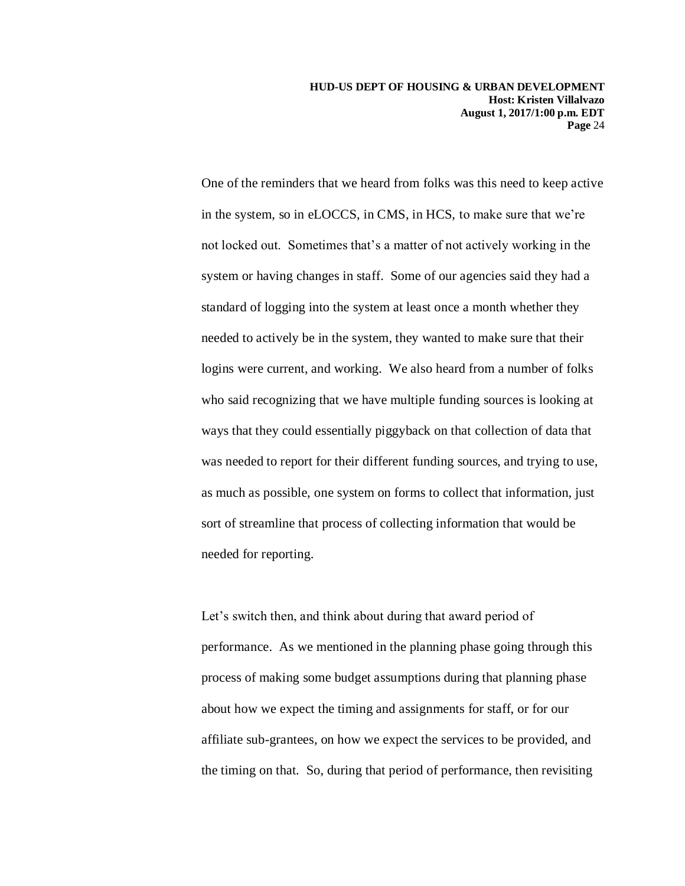One of the reminders that we heard from folks was this need to keep active in the system, so in eLOCCS, in CMS, in HCS, to make sure that we're not locked out. Sometimes that's a matter of not actively working in the system or having changes in staff. Some of our agencies said they had a standard of logging into the system at least once a month whether they needed to actively be in the system, they wanted to make sure that their logins were current, and working. We also heard from a number of folks who said recognizing that we have multiple funding sources is looking at ways that they could essentially piggyback on that collection of data that was needed to report for their different funding sources, and trying to use, as much as possible, one system on forms to collect that information, just sort of streamline that process of collecting information that would be needed for reporting.

Let's switch then, and think about during that award period of performance. As we mentioned in the planning phase going through this process of making some budget assumptions during that planning phase about how we expect the timing and assignments for staff, or for our affiliate sub-grantees, on how we expect the services to be provided, and the timing on that. So, during that period of performance, then revisiting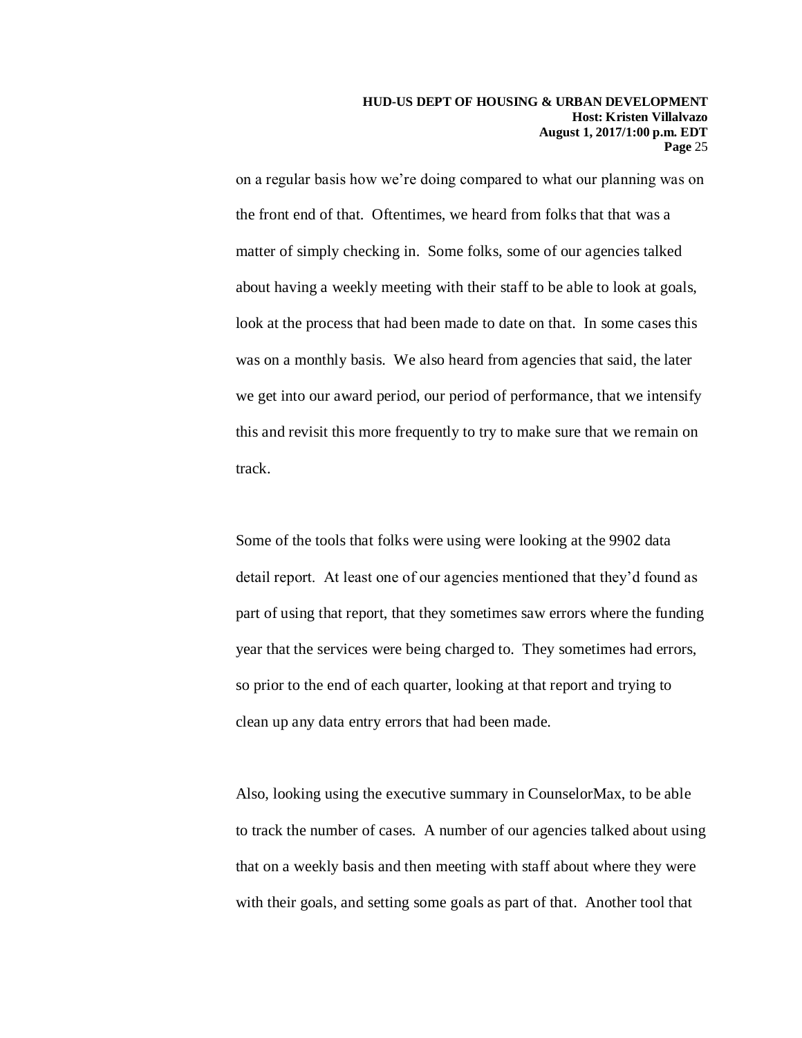on a regular basis how we're doing compared to what our planning was on the front end of that. Oftentimes, we heard from folks that that was a matter of simply checking in. Some folks, some of our agencies talked about having a weekly meeting with their staff to be able to look at goals, look at the process that had been made to date on that. In some cases this was on a monthly basis. We also heard from agencies that said, the later we get into our award period, our period of performance, that we intensify this and revisit this more frequently to try to make sure that we remain on track.

Some of the tools that folks were using were looking at the 9902 data detail report. At least one of our agencies mentioned that they'd found as part of using that report, that they sometimes saw errors where the funding year that the services were being charged to. They sometimes had errors, so prior to the end of each quarter, looking at that report and trying to clean up any data entry errors that had been made.

Also, looking using the executive summary in CounselorMax, to be able to track the number of cases. A number of our agencies talked about using that on a weekly basis and then meeting with staff about where they were with their goals, and setting some goals as part of that. Another tool that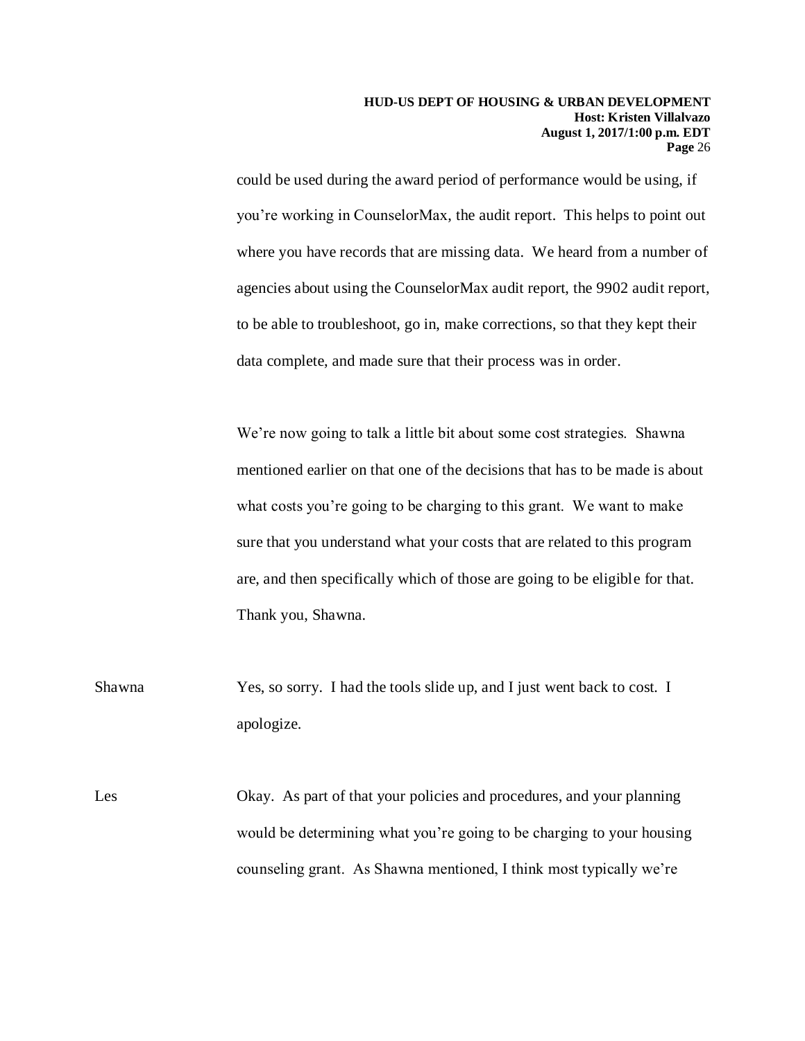could be used during the award period of performance would be using, if you're working in CounselorMax, the audit report. This helps to point out where you have records that are missing data. We heard from a number of agencies about using the CounselorMax audit report, the 9902 audit report, to be able to troubleshoot, go in, make corrections, so that they kept their data complete, and made sure that their process was in order.

We're now going to talk a little bit about some cost strategies. Shawna mentioned earlier on that one of the decisions that has to be made is about what costs you're going to be charging to this grant. We want to make sure that you understand what your costs that are related to this program are, and then specifically which of those are going to be eligible for that. Thank you, Shawna.

Shawna: Yes, so sorry. I had the tools slide up, and I just went back to cost. I apologize.

Les: Okay. As part of that your policies and procedures, and your planning would be determining what you're going to be charging to your housing counseling grant. As Shawna mentioned, I think most typically we're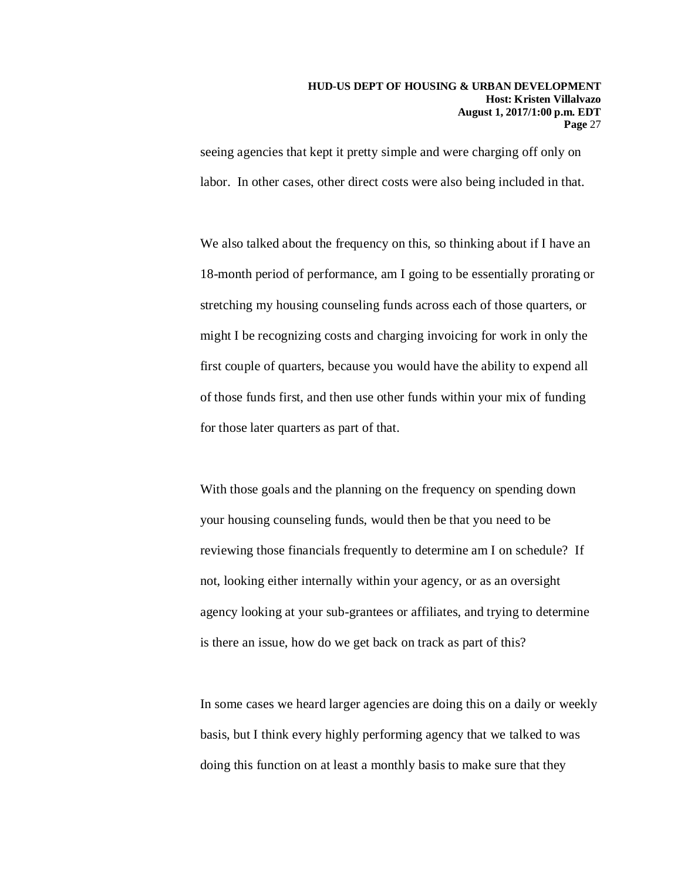seeing agencies that kept it pretty simple and were charging off only on labor. In other cases, other direct costs were also being included in that.

We also talked about the frequency on this, so thinking about if I have an 18-month period of performance, am I going to be essentially prorating or stretching my housing counseling funds across each of those quarters, or might I be recognizing costs and charging invoicing for work in only the first couple of quarters, because you would have the ability to expend all of those funds first, and then use other funds within your mix of funding for those later quarters as part of that.

With those goals and the planning on the frequency on spending down your housing counseling funds, would then be that you need to be reviewing those financials frequently to determine am I on schedule? If not, looking either internally within your agency, or as an oversight agency looking at your sub-grantees or affiliates, and trying to determine is there an issue, how do we get back on track as part of this?

In some cases we heard larger agencies are doing this on a daily or weekly basis, but I think every highly performing agency that we talked to was doing this function on at least a monthly basis to make sure that they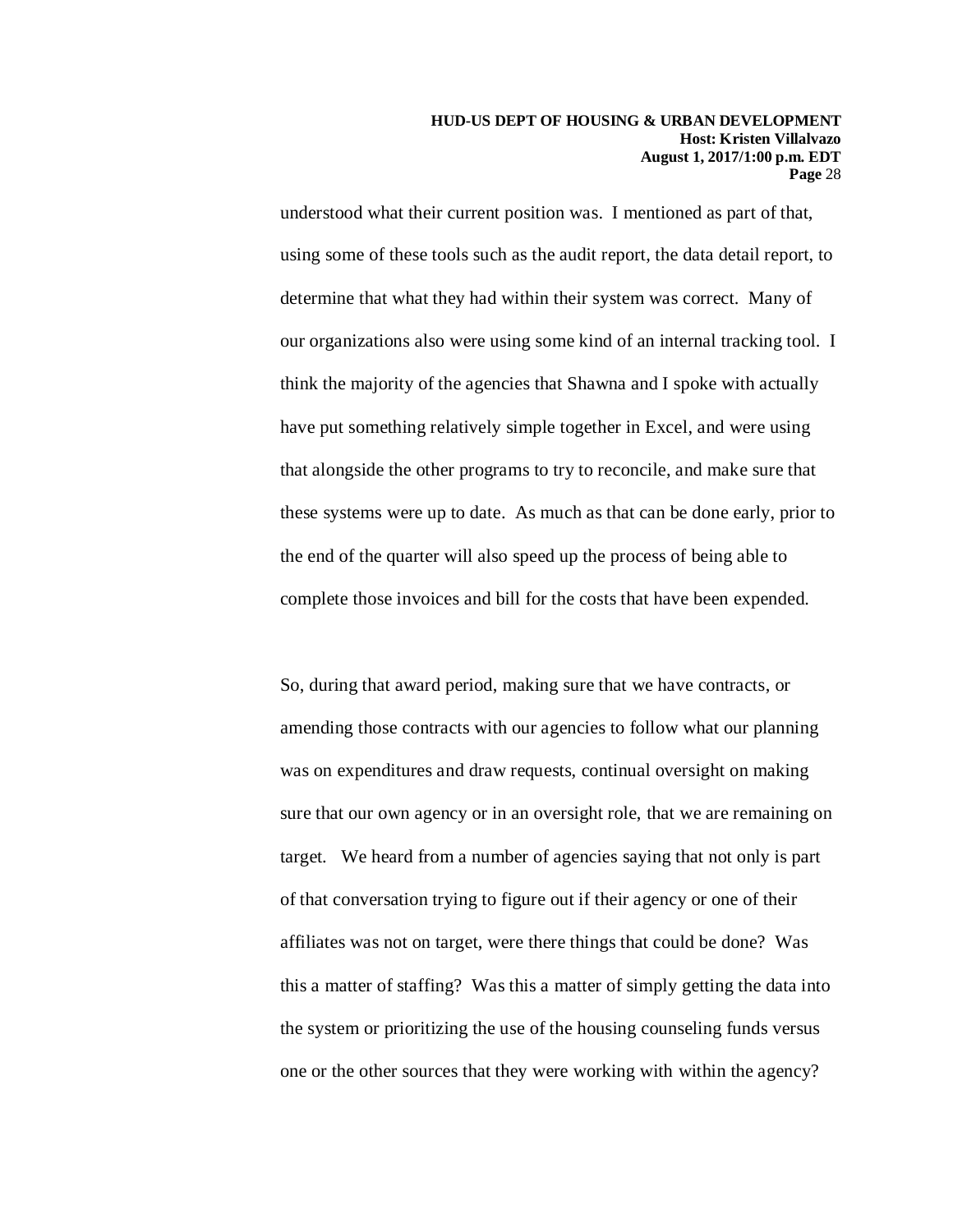understood what their current position was. I mentioned as part of that, using some of these tools such as the audit report, the data detail report, to determine that what they had within their system was correct. Many of our organizations also were using some kind of an internal tracking tool. I think the majority of the agencies that Shawna and I spoke with actually have put something relatively simple together in Excel, and were using that alongside the other programs to try to reconcile, and make sure that these systems were up to date. As much as that can be done early, prior to the end of the quarter will also speed up the process of being able to complete those invoices and bill for the costs that have been expended.

So, during that award period, making sure that we have contracts, or amending those contracts with our agencies to follow what our planning was on expenditures and draw requests, continual oversight on making sure that our own agency or in an oversight role, that we are remaining on target. We heard from a number of agencies saying that not only is part of that conversation trying to figure out if their agency or one of their affiliates was not on target, were there things that could be done? Was this a matter of staffing? Was this a matter of simply getting the data into the system or prioritizing the use of the housing counseling funds versus one or the other sources that they were working with within the agency?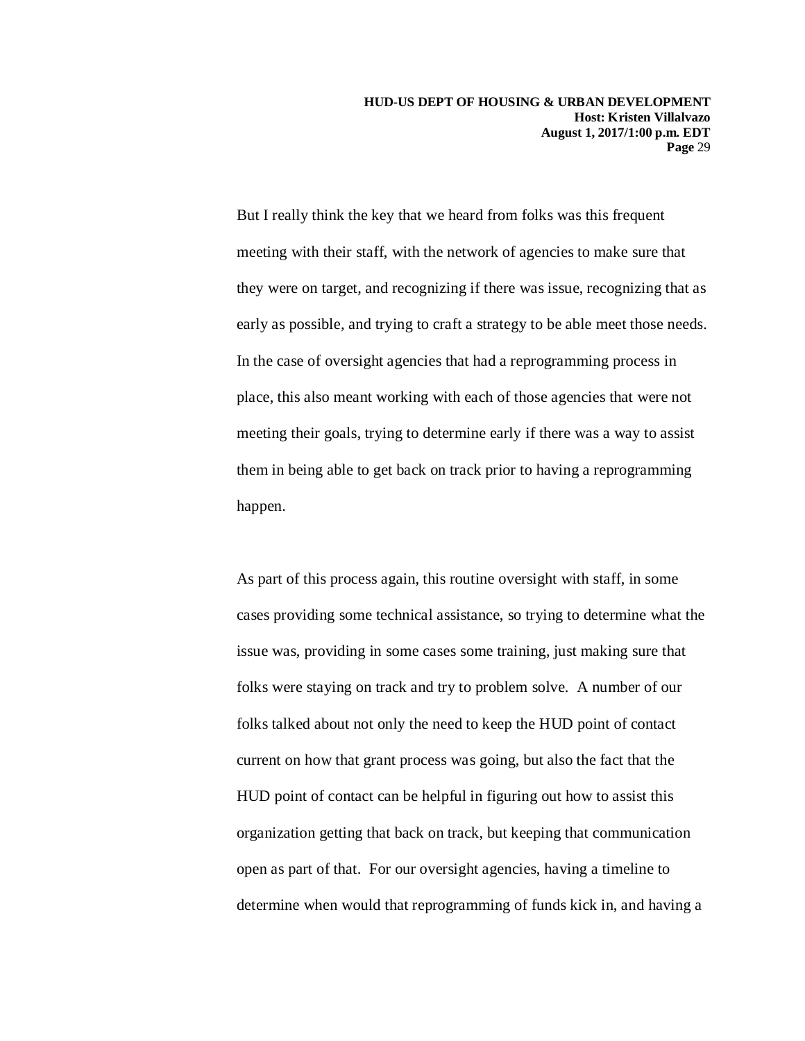But I really think the key that we heard from folks was this frequent meeting with their staff, with the network of agencies to make sure that they were on target, and recognizing if there was issue, recognizing that as early as possible, and trying to craft a strategy to be able meet those needs. In the case of oversight agencies that had a reprogramming process in place, this also meant working with each of those agencies that were not meeting their goals, trying to determine early if there was a way to assist them in being able to get back on track prior to having a reprogramming happen.

As part of this process again, this routine oversight with staff, in some cases providing some technical assistance, so trying to determine what the issue was, providing in some cases some training, just making sure that folks were staying on track and try to problem solve. A number of our folks talked about not only the need to keep the HUD point of contact current on how that grant process was going, but also the fact that the HUD point of contact can be helpful in figuring out how to assist this organization getting that back on track, but keeping that communication open as part of that. For our oversight agencies, having a timeline to determine when would that reprogramming of funds kick in, and having a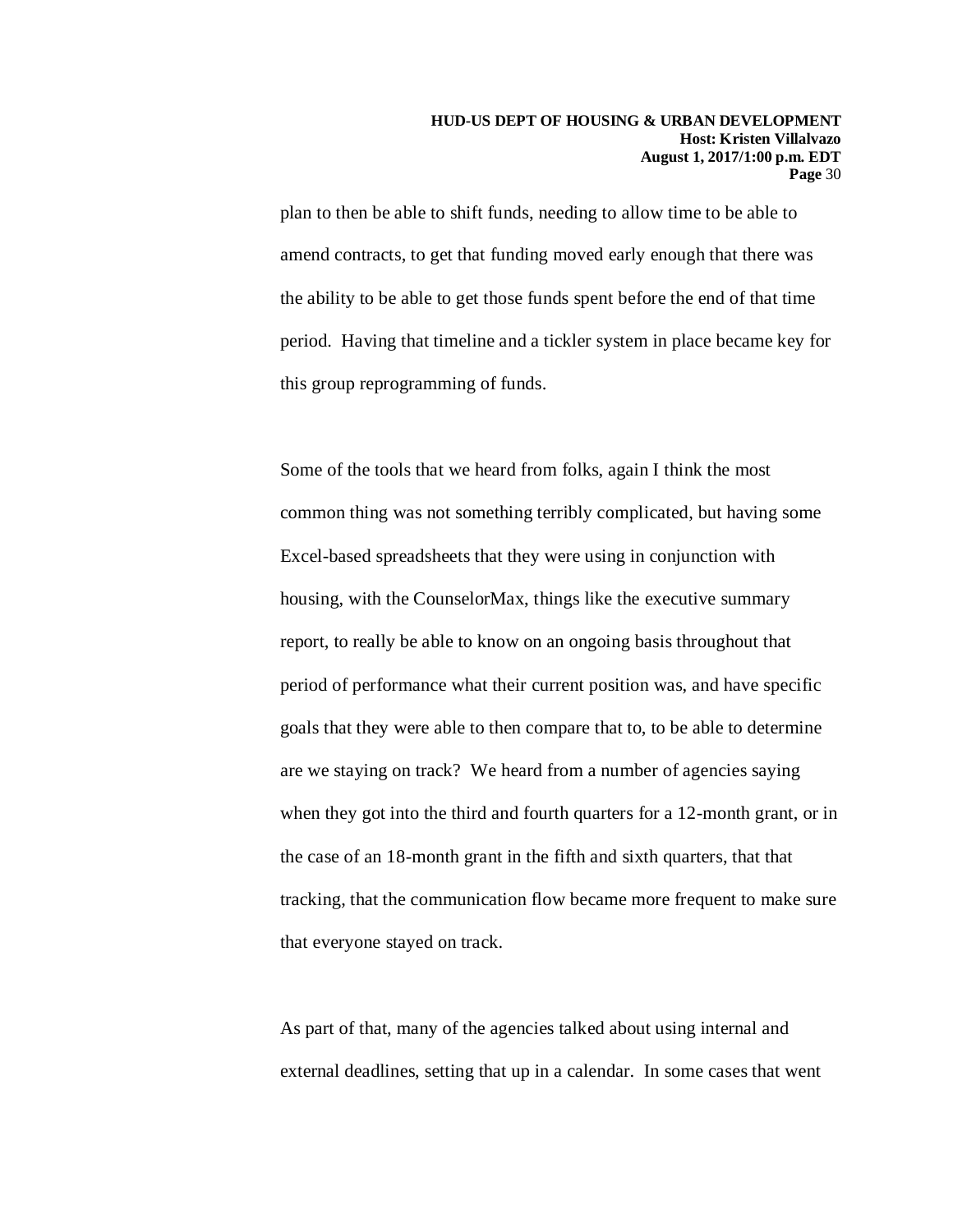plan to then be able to shift funds, needing to allow time to be able to amend contracts, to get that funding moved early enough that there was the ability to be able to get those funds spent before the end of that time period. Having that timeline and a tickler system in place became key for this group reprogramming of funds.

Some of the tools that we heard from folks, again I think the most common thing was not something terribly complicated, but having some Excel-based spreadsheets that they were using in conjunction with housing, with the CounselorMax, things like the executive summary report, to really be able to know on an ongoing basis throughout that period of performance what their current position was, and have specific goals that they were able to then compare that to, to be able to determine are we staying on track? We heard from a number of agencies saying when they got into the third and fourth quarters for a 12-month grant, or in the case of an 18-month grant in the fifth and sixth quarters, that that tracking, that the communication flow became more frequent to make sure that everyone stayed on track.

As part of that, many of the agencies talked about using internal and external deadlines, setting that up in a calendar. In some cases that went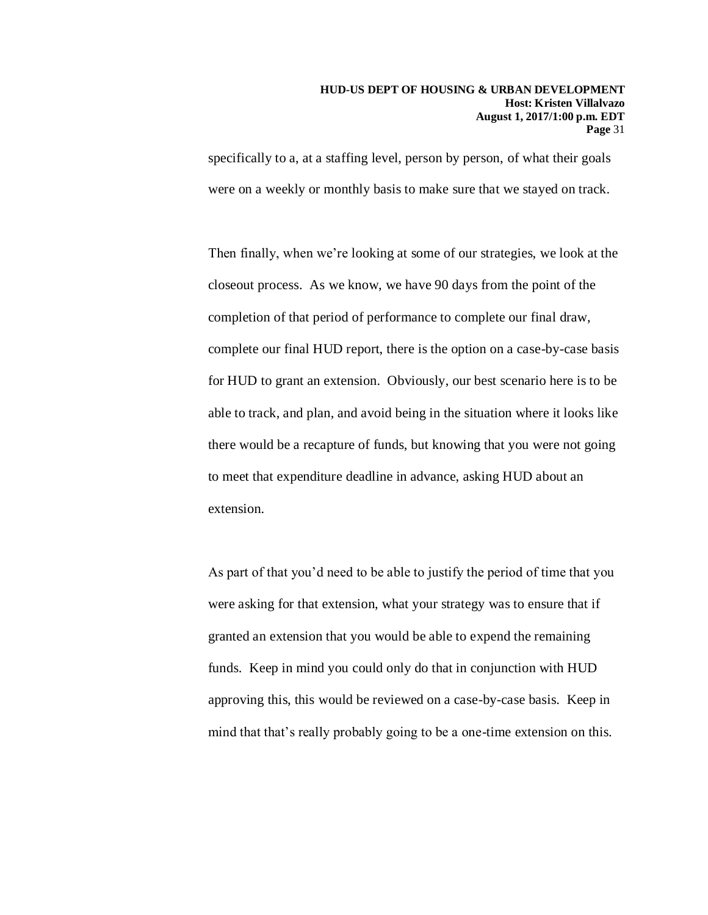specifically to a, at a staffing level, person by person, of what their goals were on a weekly or monthly basis to make sure that we stayed on track.

Then finally, when we're looking at some of our strategies, we look at the closeout process. As we know, we have 90 days from the point of the completion of that period of performance to complete our final draw, complete our final HUD report, there is the option on a case-by-case basis for HUD to grant an extension. Obviously, our best scenario here is to be able to track, and plan, and avoid being in the situation where it looks like there would be a recapture of funds, but knowing that you were not going to meet that expenditure deadline in advance, asking HUD about an extension.

As part of that you'd need to be able to justify the period of time that you were asking for that extension, what your strategy was to ensure that if granted an extension that you would be able to expend the remaining funds. Keep in mind you could only do that in conjunction with HUD approving this, this would be reviewed on a case-by-case basis. Keep in mind that that's really probably going to be a one-time extension on this.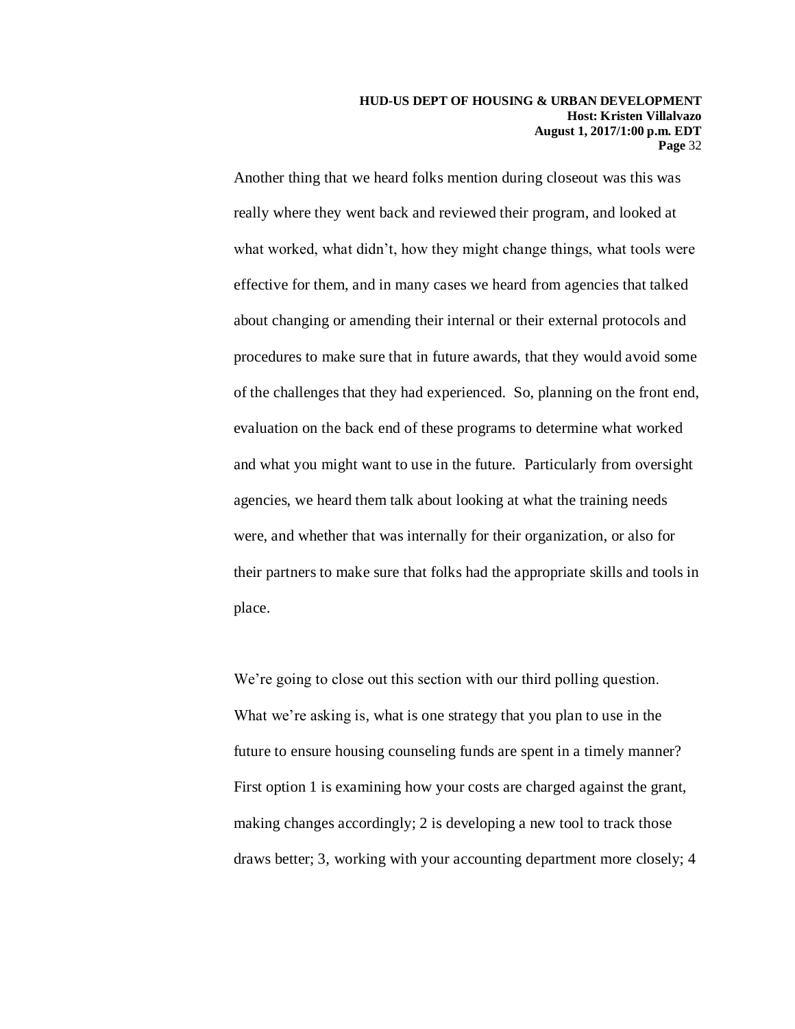Another thing that we heard folks mention during closeout was this was really where they went back and reviewed their program, and looked at what worked, what didn't, how they might change things, what tools were effective for them, and in many cases we heard from agencies that talked about changing or amending their internal or their external protocols and procedures to make sure that in future awards, that they would avoid some of the challenges that they had experienced. So, planning on the front end, evaluation on the back end of these programs to determine what worked and what you might want to use in the future. Particularly from oversight agencies, we heard them talk about looking at what the training needs were, and whether that was internally for their organization, or also for their partners to make sure that folks had the appropriate skills and tools in place.

We're going to close out this section with our third polling question. What we're asking is, what is one strategy that you plan to use in the future to ensure housing counseling funds are spent in a timely manner? First option 1 is examining how your costs are charged against the grant, making changes accordingly; 2 is developing a new tool to track those draws better; 3, working with your accounting department more closely; 4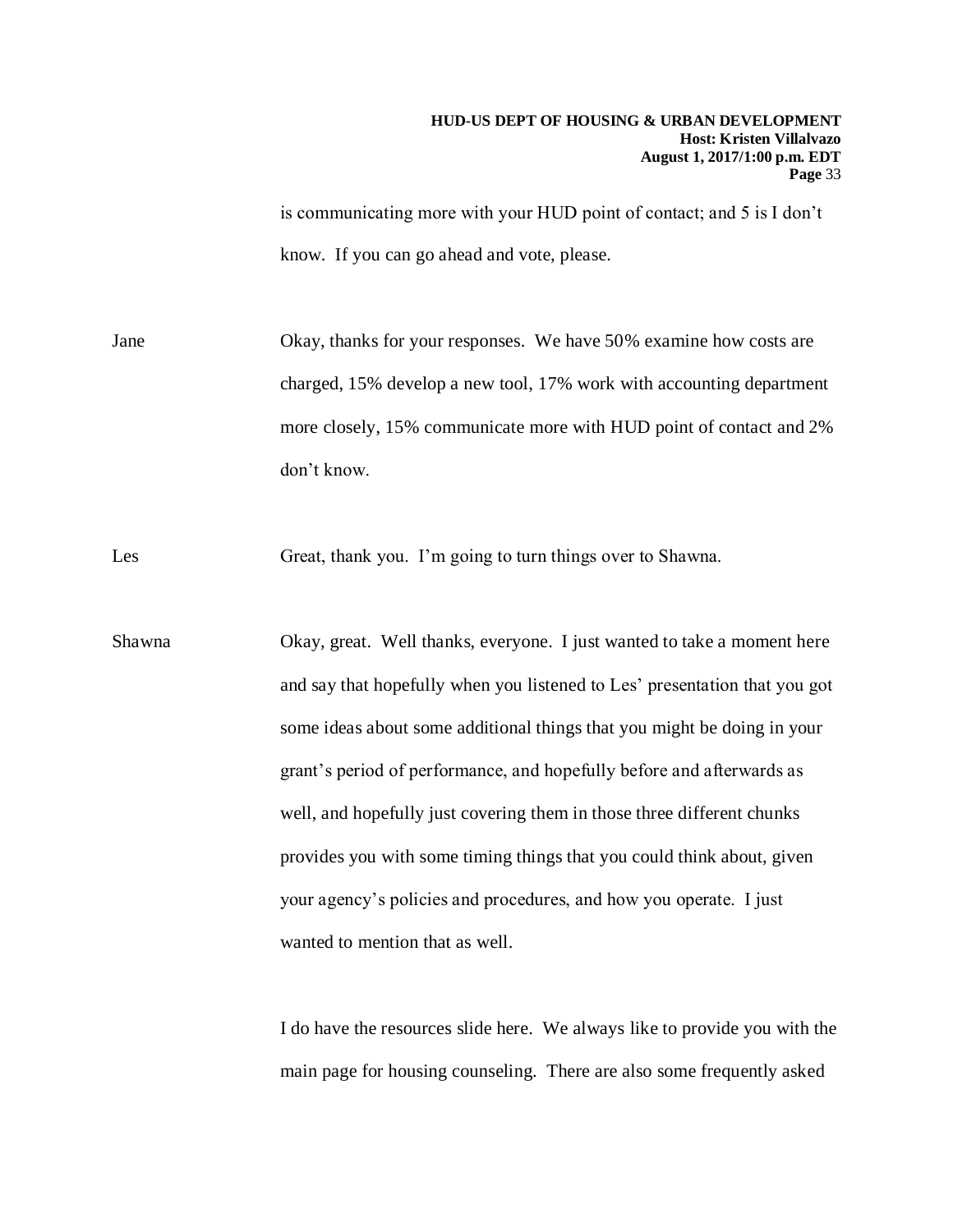is communicating more with your HUD point of contact; and 5 is I don't know. If you can go ahead and vote, please.

Jane Okay, thanks for your responses. We have 50% examine how costs are charged, 15% develop a new tool, 17% work with accounting department more closely, 15% communicate more with HUD point of contact and 2% don't know.

Les Great, thank you. I'm going to turn things over to Shawna.

Shawna Okay, great. Well thanks, everyone. I just wanted to take a moment here and say that hopefully when you listened to Les' presentation that you got some ideas about some additional things that you might be doing in your grant's period of performance, and hopefully before and afterwards as well, and hopefully just covering them in those three different chunks provides you with some timing things that you could think about, given your agency's policies and procedures, and how you operate. I just wanted to mention that as well.

I do have the resources slide here. We always like to provide you with the main page for housing counseling. There are also some frequently asked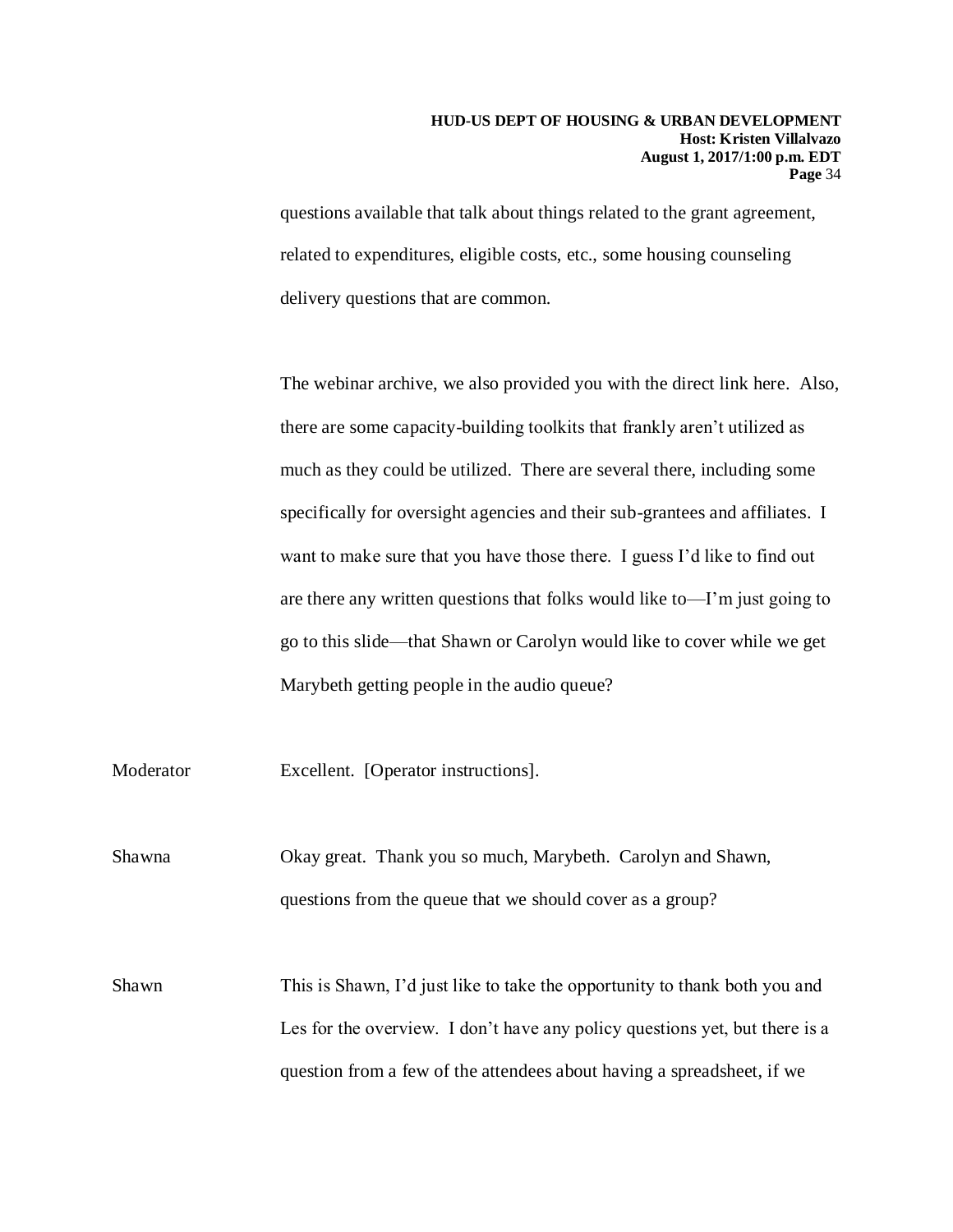questions available that talk about things related to the grant agreement, related to expenditures, eligible costs, etc., some housing counseling delivery questions that are common.

The webinar archive, we also provided you with the direct link here. Also, there are some capacity-building toolkits that frankly aren't utilized as much as they could be utilized. There are several there, including some specifically for oversight agencies and their sub-grantees and affiliates. I want to make sure that you have those there. I guess I'd like to find out are there any written questions that folks would like to—I'm just going to go to this slide—that Shawn or Carolyn would like to cover while we get Marybeth getting people in the audio queue?

Moderator Excellent. [Operator instructions].

Shawna Okay great. Thank you so much, Marybeth. Carolyn and Shawn, questions from the queue that we should cover as a group?

Shawn This is Shawn, I'd just like to take the opportunity to thank both you and Les for the overview. I don't have any policy questions yet, but there is a question from a few of the attendees about having a spreadsheet, if we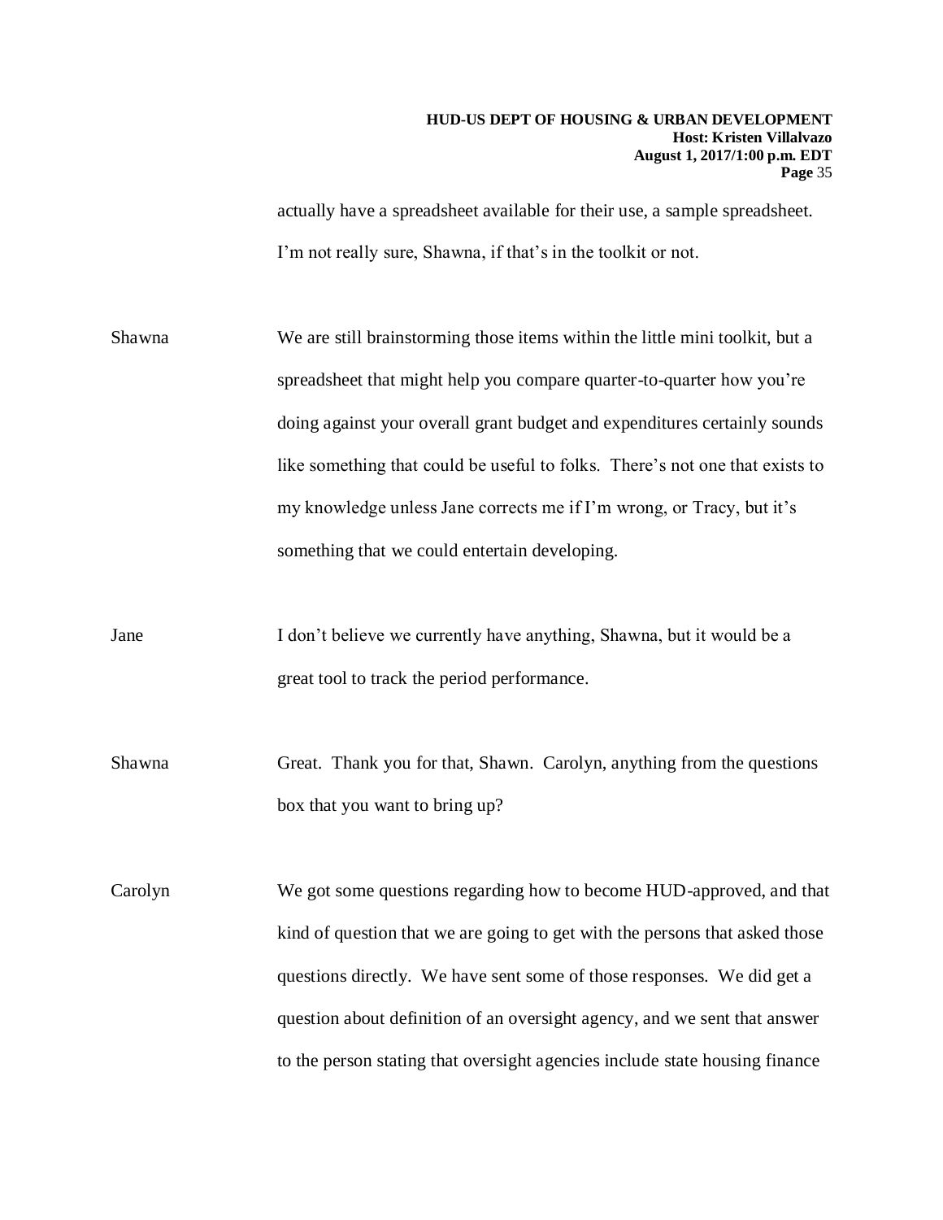actually have a spreadsheet available for their use, a sample spreadsheet. I'm not really sure, Shawna, if that's in the toolkit or not.

Shawna We are still brainstorming those items within the little mini toolkit, but a spreadsheet that might help you compare quarter-to-quarter how you're doing against your overall grant budget and expenditures certainly sounds like something that could be useful to folks. There's not one that exists to my knowledge unless Jane corrects me if I'm wrong, or Tracy, but it's something that we could entertain developing.

Jane I don't believe we currently have anything, Shawna, but it would be a great tool to track the period performance.

Shawna Great. Thank you for that, Shawn. Carolyn, anything from the questions box that you want to bring up?

Carolyn We got some questions regarding how to become HUD-approved, and that kind of question that we are going to get with the persons that asked those questions directly. We have sent some of those responses. We did get a question about definition of an oversight agency, and we sent that answer to the person stating that oversight agencies include state housing finance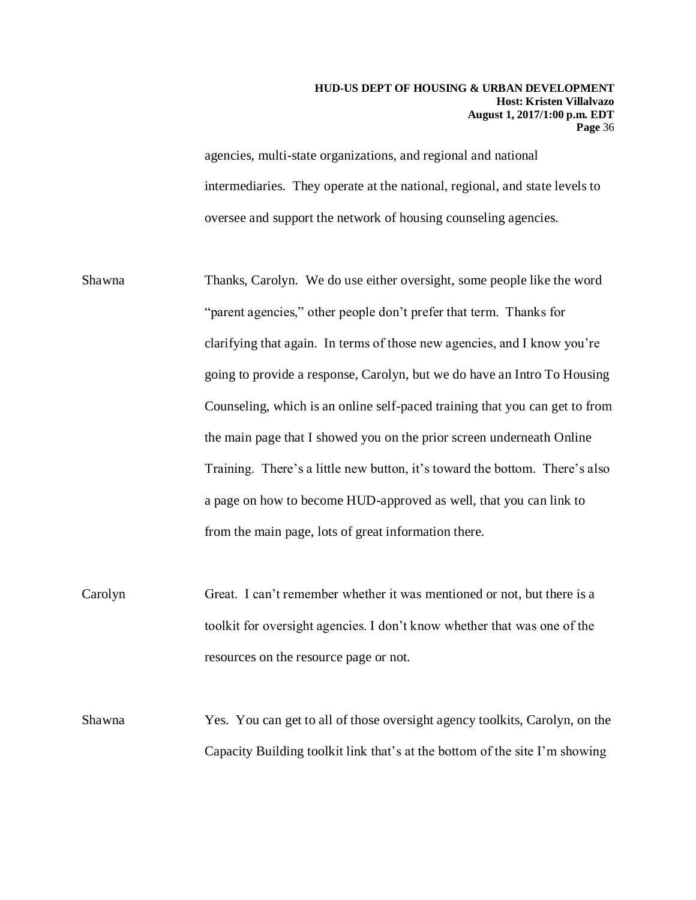agencies, multi-state organizations, and regional and national intermediaries. They operate at the national, regional, and state levels to oversee and support the network of housing counseling agencies.

Shawna Thanks, Carolyn. We do use either oversight, some people like the word "parent agencies," other people don't prefer that term. Thanks for clarifying that again. In terms of those new agencies, and I know you're going to provide a response, Carolyn, but we do have an Intro To Housing Counseling, which is an online self-paced training that you can get to from the main page that I showed you on the prior screen underneath Online Training. There's a little new button, it's toward the bottom. There's also a page on how to become HUD-approved as well, that you can link to from the main page, lots of great information there.

Carolyn Great. I can't remember whether it was mentioned or not, but there is a toolkit for oversight agencies. I don't know whether that was one of the resources on the resource page or not.

Shawna Yes. You can get to all of those oversight agency toolkits, Carolyn, on the Capacity Building toolkit link that's at the bottom of the site I'm showing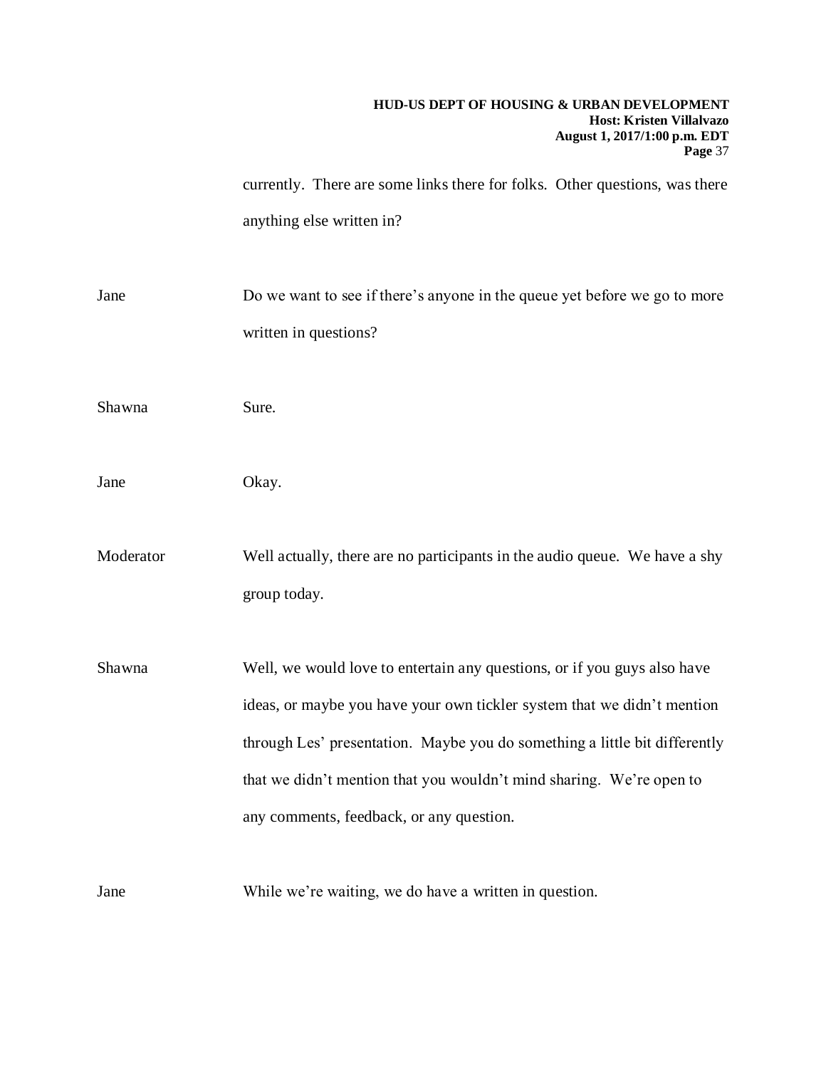currently. There are some links there for folks. Other questions, was there anything else written in?

Jane Do we want to see if there's anyone in the queue yet before we go to more written in questions?

Shawna Sure.

Jane Okay.

Moderator Well actually, there are no participants in the audio queue. We have a shy group today.

Shawna Well, we would love to entertain any questions, or if you guys also have ideas, or maybe you have your own tickler system that we didn't mention through Les' presentation. Maybe you do something a little bit differently that we didn't mention that you wouldn't mind sharing. We're open to any comments, feedback, or any question.

Jane While we're waiting, we do have a written in question.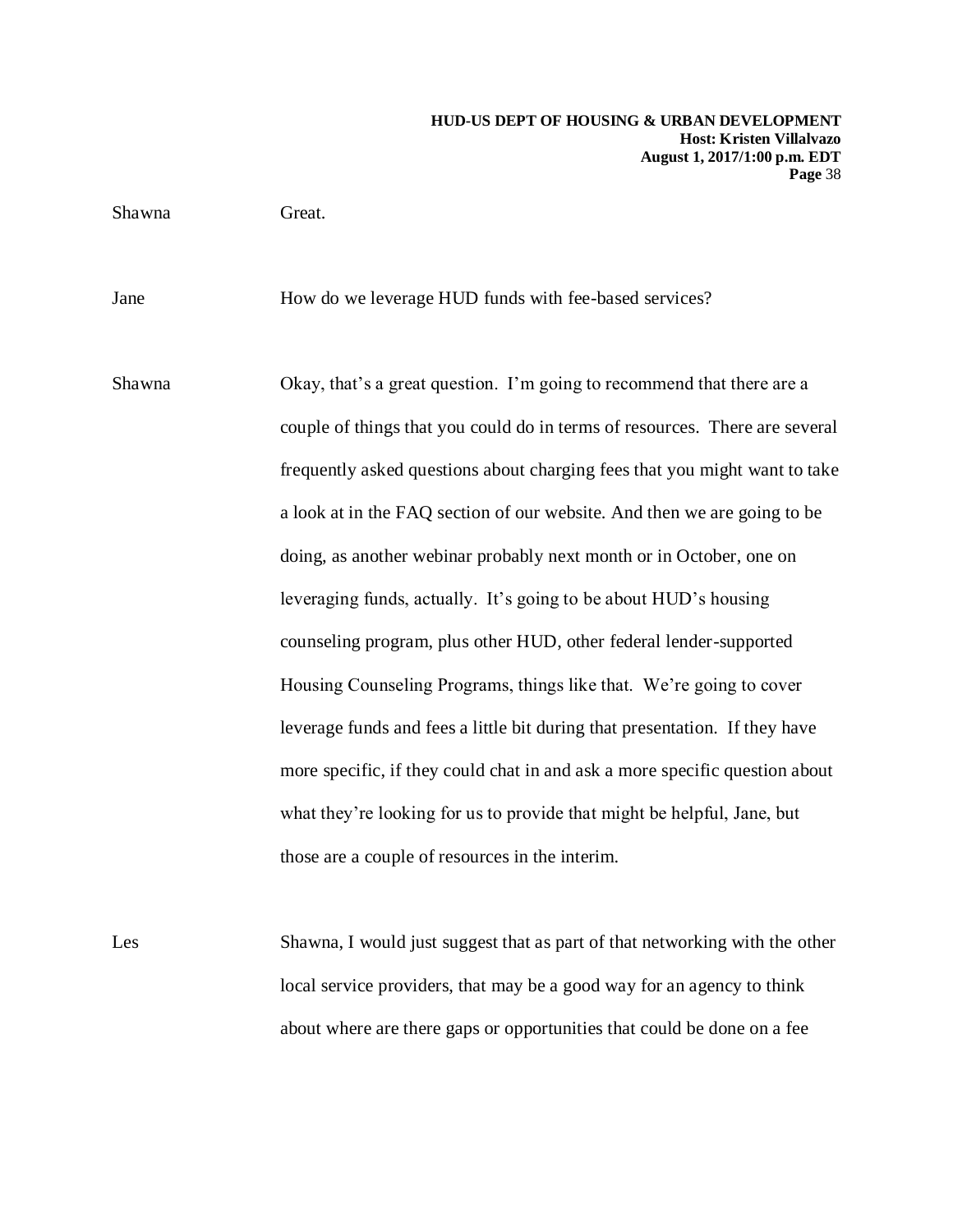Shawna Great.

Jane How do we leverage HUD funds with fee-based services?

Shawna Okay, that's a great question. I'm going to recommend that there are a couple of things that you could do in terms of resources. There are several frequently asked questions about charging fees that you might want to take a look at in the FAQ section of our website. And then we are going to be doing, as another webinar probably next month or in October, one on leveraging funds, actually. It's going to be about HUD's housing counseling program, plus other HUD, other federal lender-supported Housing Counseling Programs, things like that. We're going to cover leverage funds and fees a little bit during that presentation. If they have more specific, if they could chat in and ask a more specific question about what they're looking for us to provide that might be helpful, Jane, but those are a couple of resources in the interim.

Les Shawna, I would just suggest that as part of that networking with the other local service providers, that may be a good way for an agency to think about where are there gaps or opportunities that could be done on a fee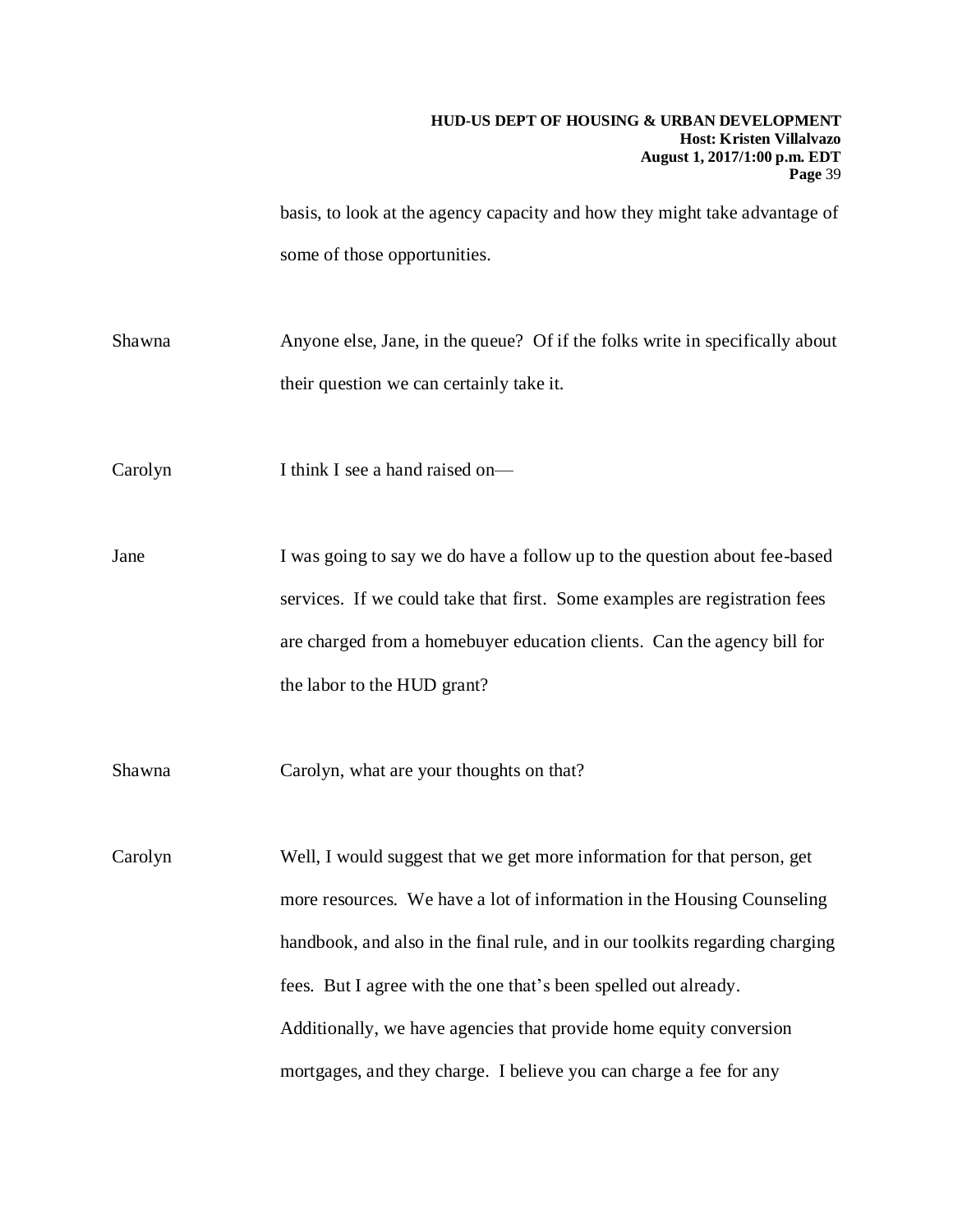basis, to look at the agency capacity and how they might take advantage of some of those opportunities.

Shawna Anyone else, Jane, in the queue? Of if the folks write in specifically about their question we can certainly take it.

Carolyn I think I see a hand raised on—

Jane I was going to say we do have a follow up to the question about fee-based services. If we could take that first. Some examples are registration fees are charged from a homebuyer education clients. Can the agency bill for the labor to the HUD grant?

Shawna Carolyn, what are your thoughts on that?

Carolyn Well, I would suggest that we get more information for that person, get more resources. We have a lot of information in the Housing Counseling handbook, and also in the final rule, and in our toolkits regarding charging fees. But I agree with the one that's been spelled out already. Additionally, we have agencies that provide home equity conversion mortgages, and they charge. I believe you can charge a fee for any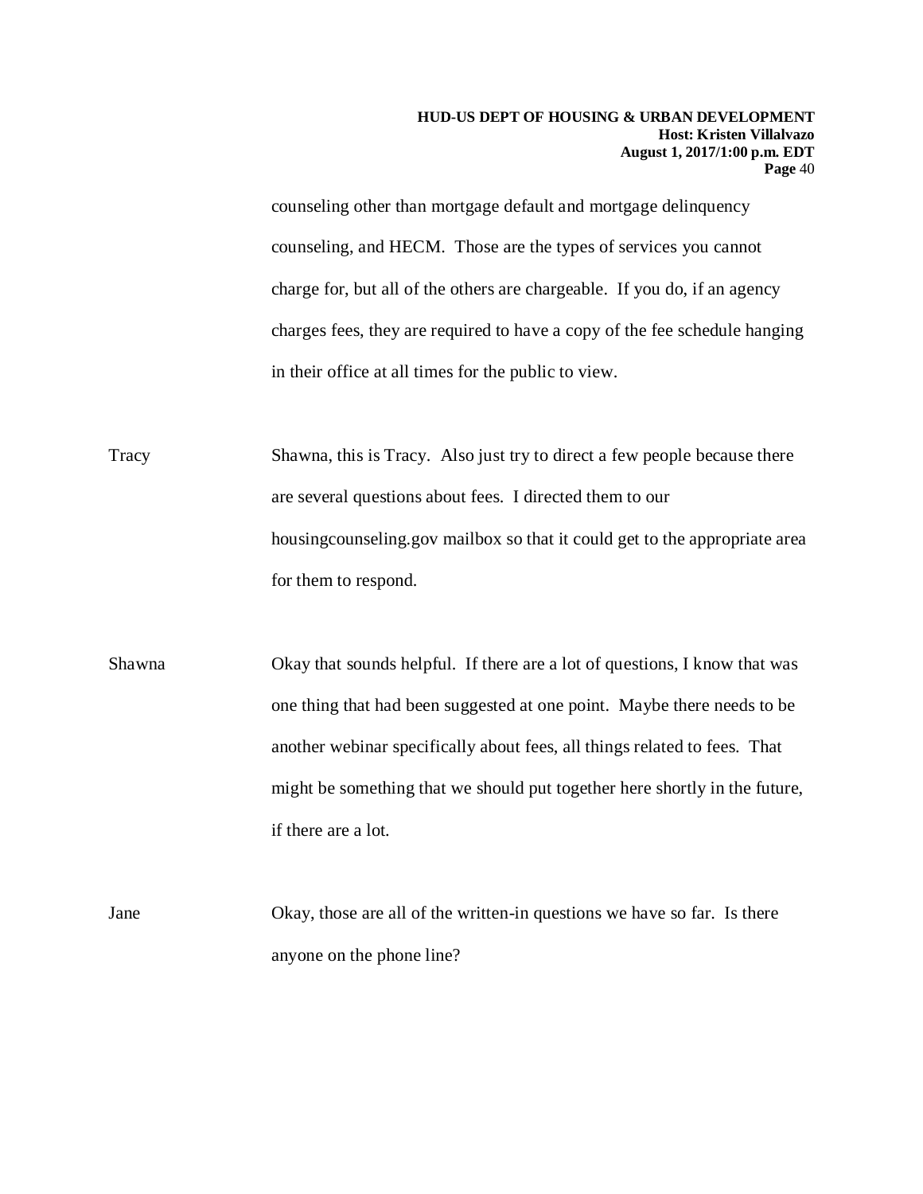counseling other than mortgage default and mortgage delinquency counseling, and HECM. Those are the types of services you cannot charge for, but all of the others are chargeable. If you do, if an agency charges fees, they are required to have a copy of the fee schedule hanging in their office at all times for the public to view.

Tracy Shawna, this is Tracy. Also just try to direct a few people because there are several questions about fees. I directed them to our housingcounseling.gov mailbox so that it could get to the appropriate area for them to respond.

Shawna Okay that sounds helpful. If there are a lot of questions, I know that was one thing that had been suggested at one point. Maybe there needs to be another webinar specifically about fees, all things related to fees. That might be something that we should put together here shortly in the future, if there are a lot.

Jane Okay, those are all of the written-in questions we have so far. Is there anyone on the phone line?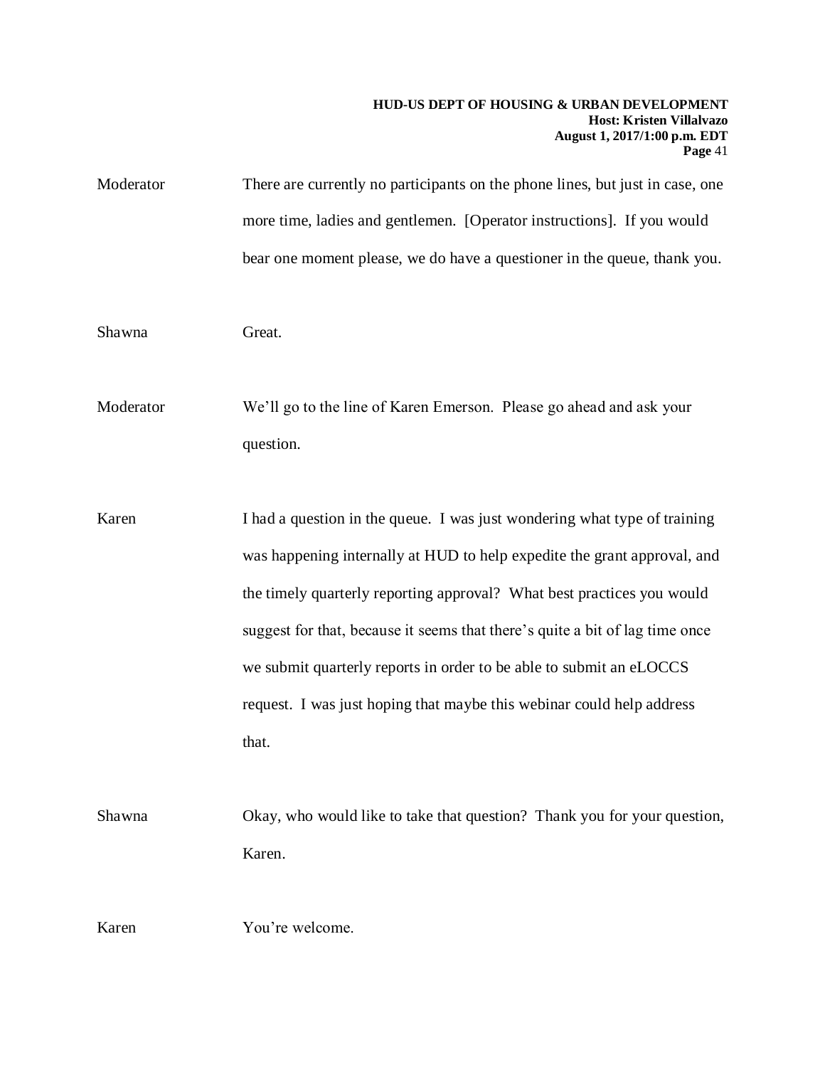Moderator There are currently no participants on the phone lines, but just in case, one more time, ladies and gentlemen. [Operator instructions]. If you would bear one moment please, we do have a questioner in the queue, thank you.

Shawna Great.

Moderator We'll go to the line of Karen Emerson. Please go ahead and ask your question.

Karen I had a question in the queue. I was just wondering what type of training was happening internally at HUD to help expedite the grant approval, and the timely quarterly reporting approval? What best practices you would suggest for that, because it seems that there's quite a bit of lag time once we submit quarterly reports in order to be able to submit an eLOCCS request. I was just hoping that maybe this webinar could help address that.

Shawna Okay, who would like to take that question? Thank you for your question, Karen.

Karen You're welcome.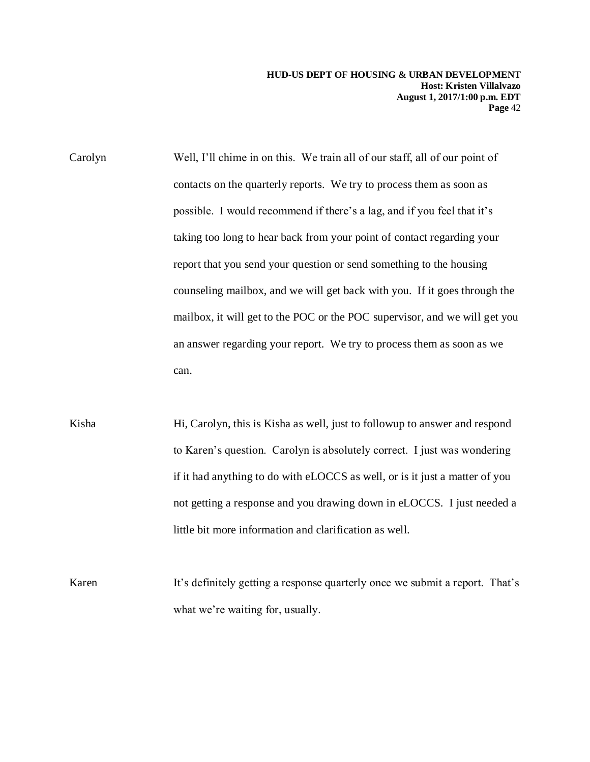Carolyn Well, I'll chime in on this. We train all of our staff, all of our point of contacts on the quarterly reports. We try to process them as soon as possible. I would recommend if there's a lag, and if you feel that it's taking too long to hear back from your point of contact regarding your report that you send your question or send something to the housing counseling mailbox, and we will get back with you. If it goes through the mailbox, it will get to the POC or the POC supervisor, and we will get you an answer regarding your report. We try to process them as soon as we can.

Kisha Hi, Carolyn, this is Kisha as well, just to followup to answer and respond to Karen's question. Carolyn is absolutely correct. I just was wondering if it had anything to do with eLOCCS as well, or is it just a matter of you not getting a response and you drawing down in eLOCCS. I just needed a little bit more information and clarification as well.

Karen It's definitely getting a response quarterly once we submit a report. That's what we're waiting for, usually.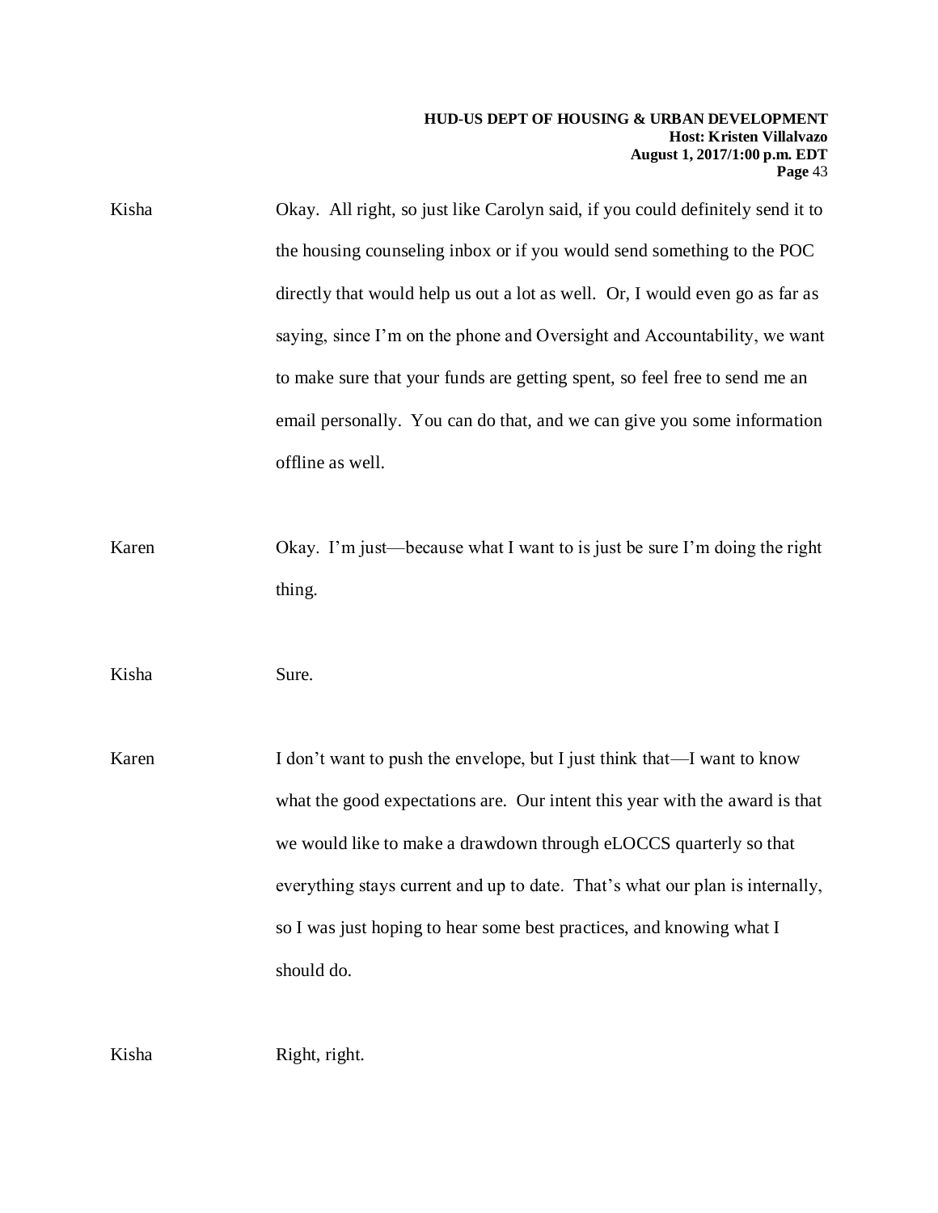Kisha Okay. All right, so just like Carolyn said, if you could definitely send it to the housing counseling inbox or if you would send something to the POC directly that would help us out a lot as well. Or, I would even go as far as saying, since I'm on the phone and Oversight and Accountability, we want to make sure that your funds are getting spent, so feel free to send me an email personally. You can do that, and we can give you some information offline as well.

Karen Okay. I'm just—because what I want to is just be sure I'm doing the right thing.

Kisha Sure.

Karen I don't want to push the envelope, but I just think that—I want to know what the good expectations are. Our intent this year with the award is that we would like to make a drawdown through eLOCCS quarterly so that everything stays current and up to date. That's what our plan is internally, so I was just hoping to hear some best practices, and knowing what I should do.

Kisha Right, right.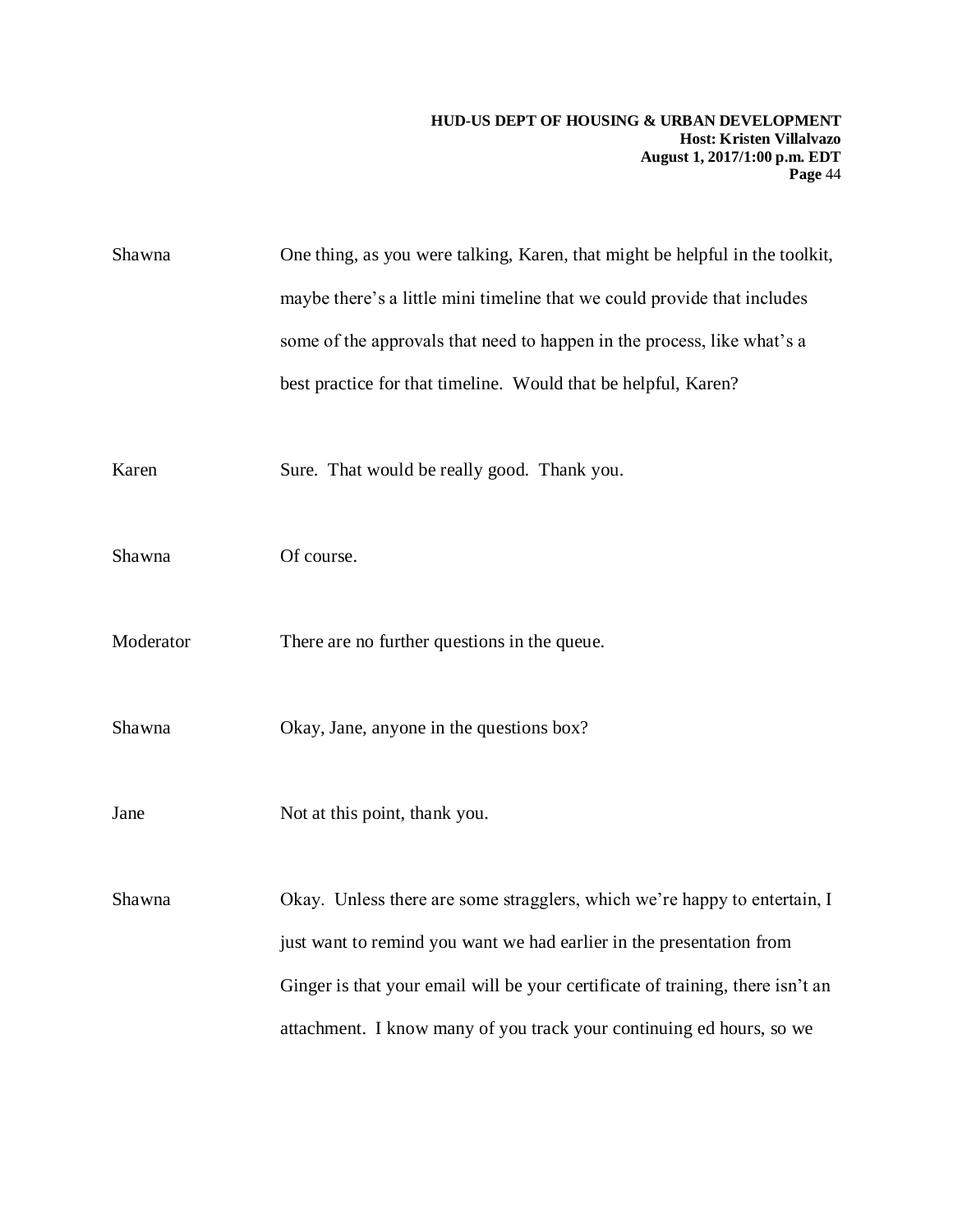Shawna One thing, as you were talking, Karen, that might be helpful in the toolkit, maybe there's a little mini timeline that we could provide that includes some of the approvals that need to happen in the process, like what's a best practice for that timeline. Would that be helpful, Karen?

Karen Sure. That would be really good. Thank you.

Shawna Of course.

Moderator There are no further questions in the queue.

Shawna Okay, Jane, anyone in the questions box?

Jane Not at this point, thank you.

Shawna Okay. Unless there are some stragglers, which we're happy to entertain, I just want to remind you want we had earlier in the presentation from Ginger is that your email will be your certificate of training, there isn't an attachment. I know many of you track your continuing ed hours, so we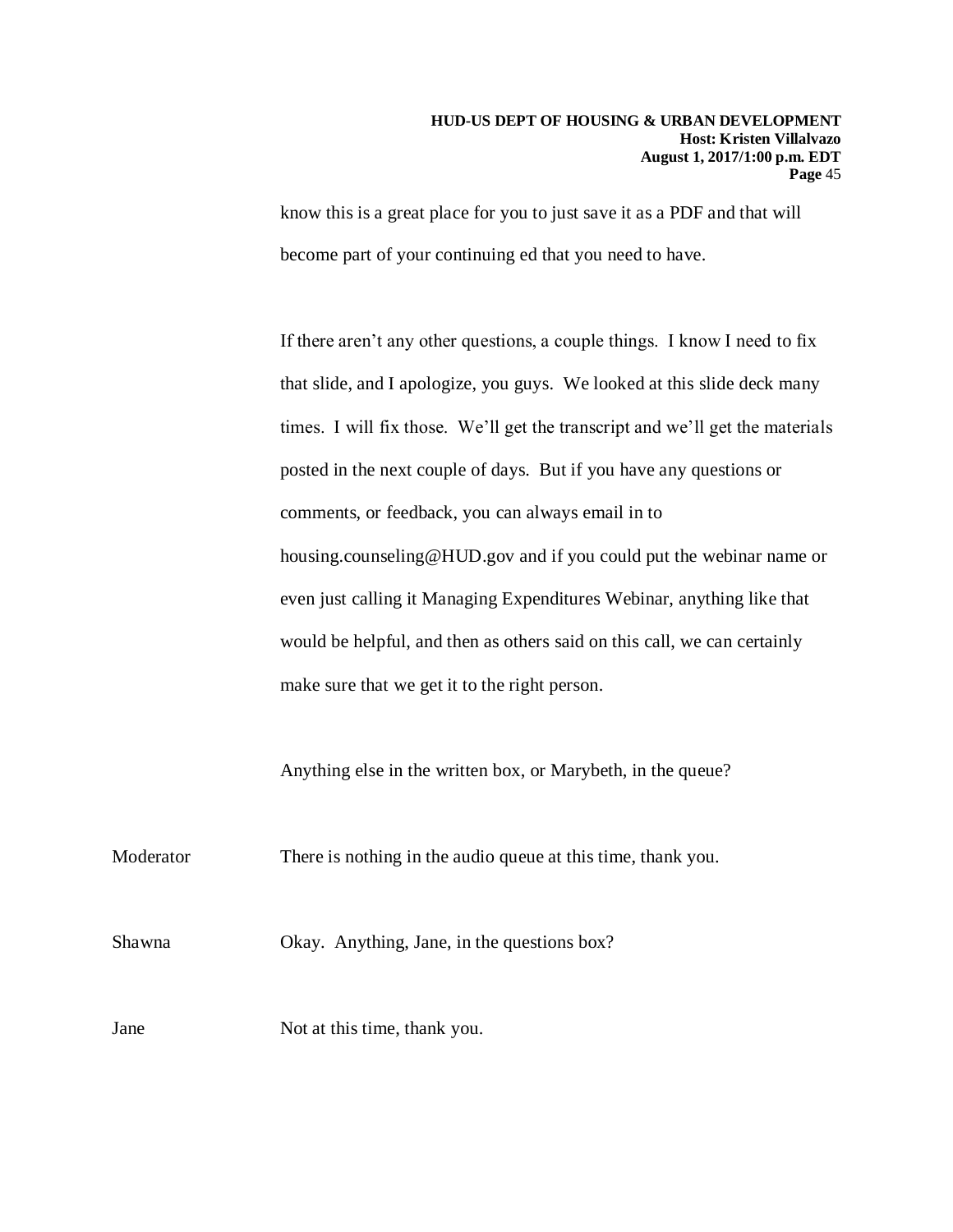know this is a great place for you to just save it as a PDF and that will become part of your continuing ed that you need to have.

If there aren't any other questions, a couple things. I know I need to fix that slide, and I apologize, you guys. We looked at this slide deck many times. I will fix those. We'll get the transcript and we'll get the materials posted in the next couple of days. But if you have any questions or comments, or feedback, you can always email in to housing.counseling@HUD.gov and if you could put the webinar name or even just calling it Managing Expenditures Webinar, anything like that would be helpful, and then as others said on this call, we can certainly make sure that we get it to the right person.

Anything else in the written box, or Marybeth, in the queue?

Moderator: There is nothing in the audio queue at this time, thank you.

Shawna: Okay. Anything, Jane, in the questions box?

Jane: Not at this time, thank you.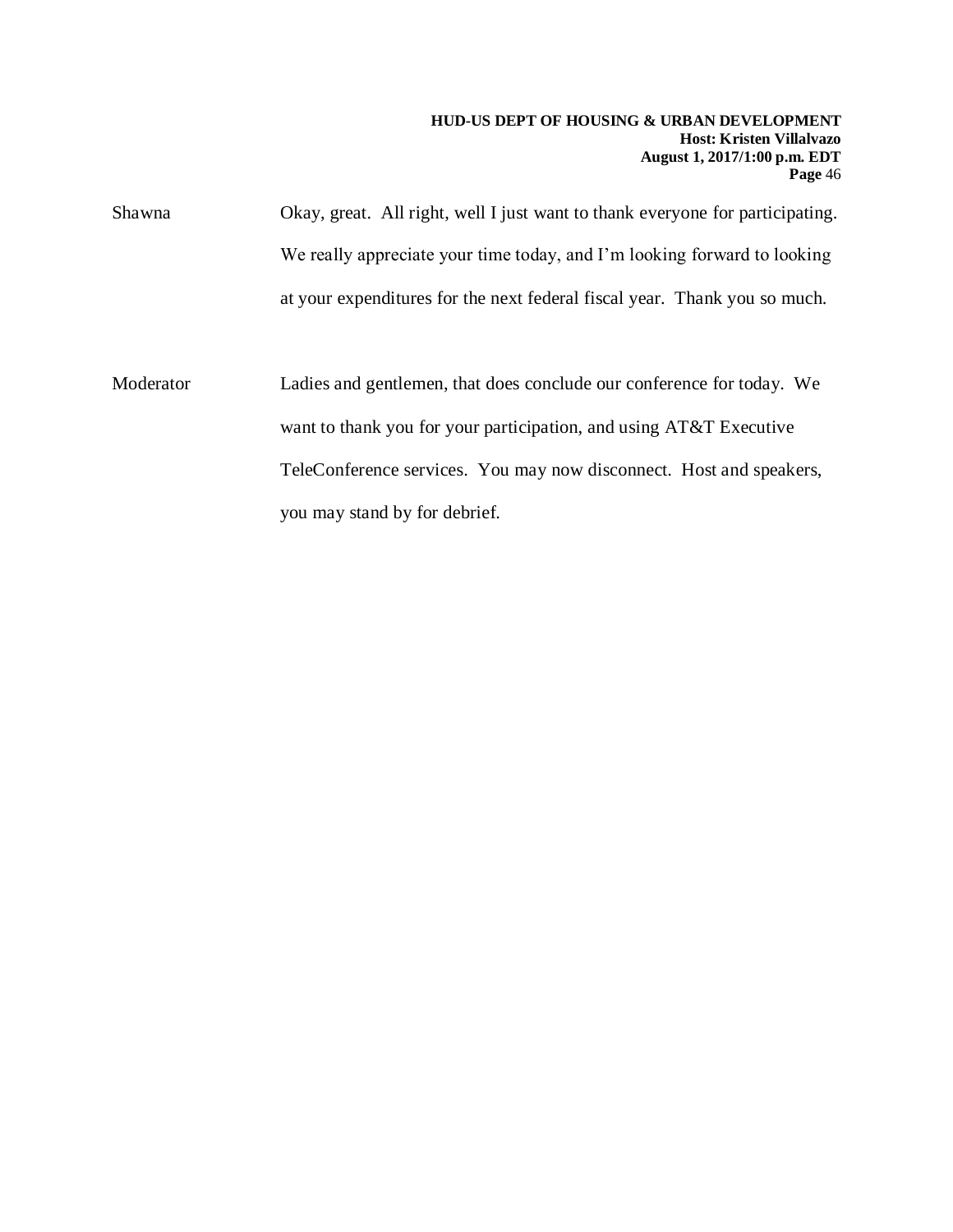Shawna Okay, great. All right, well I just want to thank everyone for participating. We really appreciate your time today, and I'm looking forward to looking at your expenditures for the next federal fiscal year. Thank you so much.

Moderator Ladies and gentlemen, that does conclude our conference for today. We want to thank you for your participation, and using AT&T Executive TeleConference services. You may now disconnect. Host and speakers, you may stand by for debrief.